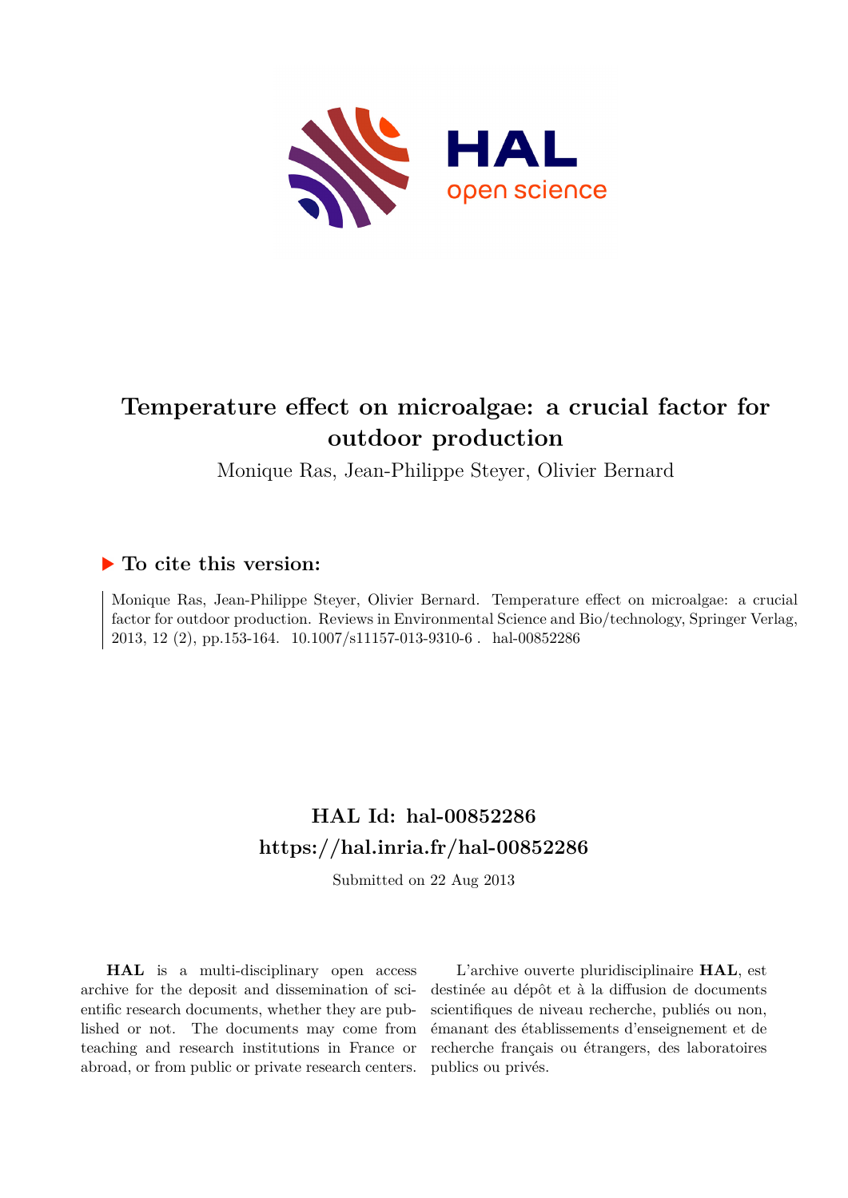# Temperature effect on microalgae: a crucial factor for outdoor production

Monique Ras, Jean-Philippe Steyer, Olivier Bernard

## ▶ To cite this version:

Monique Ras, Jean-Philippe Steyer, Olivier Bernard. Temperature effect on microalgae: a crucial factor for outdoor production. Reviews in Environmental Science and Bio/technology, Springer Verlag, 2013, 12 (2), pp.153-164. 10.1007/s11157-013-9310-6 . hal-00852286

## HAL Id: hal-00852286
## https://hal.inria.fr/hal-00852286

Submitted on 22 Aug 2013

**HAL** is a multi-disciplinary open access archive for the deposit and dissemination of scientific research documents, whether they are published or not. The documents may come from teaching and research institutions in France or abroad, or from public or private research centers.

L'archive ouverte pluridisciplinaire **HAL**, est destinée au dépôt et à la diffusion de documents scientifiques de niveau recherche, publiés ou non, émanant des établissements d'enseignement et de recherche français ou étrangers, des laboratoires publics ou privés.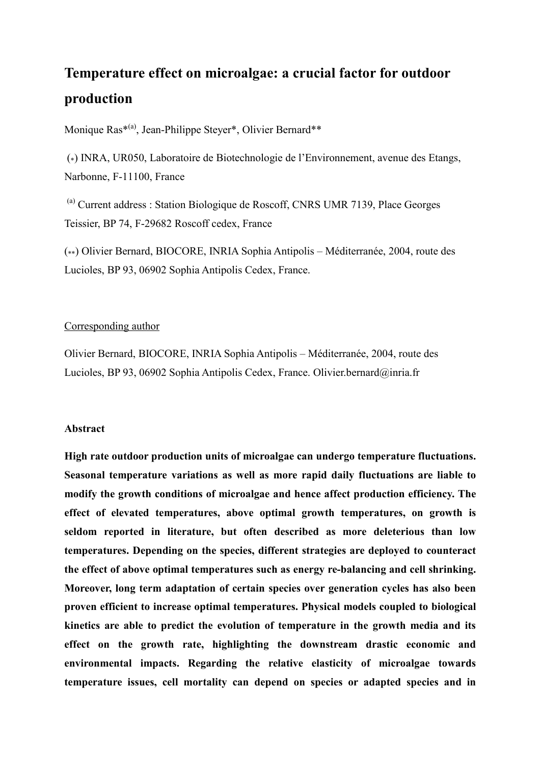# Temperature effect on microalgae: a crucial factor for outdoor production

Monique Ras*[(a)], Jean-Philippe Steyer*, Olivier Bernard**

(*) INRA, UR050, Laboratoire de Biotechnologie de l'Environnement, avenue des Etangs, Narbonne, F-11100, France

[(a)] Current address : Station Biologique de Roscoff, CNRS UMR 7139, Place Georges Teissier, BP 74, F-29682 Roscoff cedex, France

(**) Olivier Bernard, BIOCORE, INRIA Sophia Antipolis – Méditerranée, 2004, route des Lucioles, BP 93, 06902 Sophia Antipolis Cedex, France.

Corresponding author

Olivier Bernard, BIOCORE, INRIA Sophia Antipolis – Méditerranée, 2004, route des Lucioles, BP 93, 06902 Sophia Antipolis Cedex, France. Olivier.bernard@inria.fr

**Abstract**

**High rate outdoor production units of microalgae can undergo temperature fluctuations. Seasonal temperature variations as well as more rapid daily fluctuations are liable to modify the growth conditions of microalgae and hence affect production efficiency. The effect of elevated temperatures, above optimal growth temperatures, on growth is seldom reported in literature, but often described as more deleterious than low temperatures. Depending on the species, different strategies are deployed to counteract the effect of above optimal temperatures such as energy re-balancing and cell shrinking. Moreover, long term adaptation of certain species over generation cycles has also been proven efficient to increase optimal temperatures. Physical models coupled to biological kinetics are able to predict the evolution of temperature in the growth media and its effect on the growth rate, highlighting the downstream drastic economic and environmental impacts. Regarding the relative elasticity of microalgae towards temperature issues, cell mortality can depend on species or adapted species and in**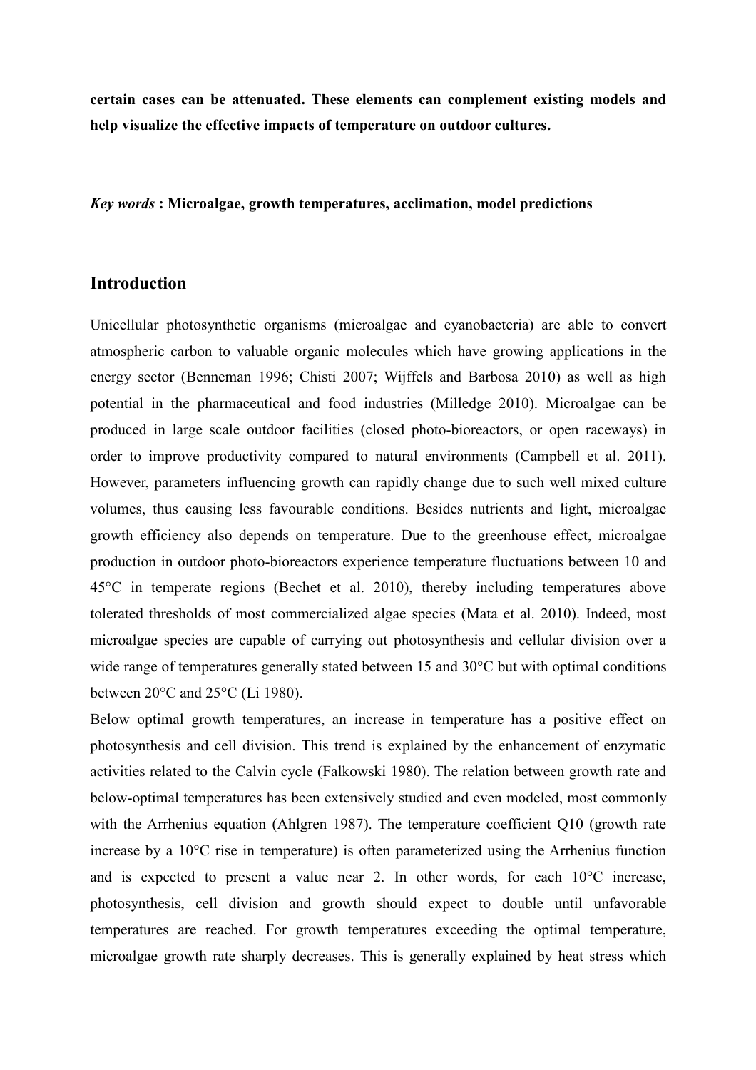**certain cases can be attenuated. These elements can complement existing models and help visualize the effective impacts of temperature on outdoor cultures.**

***Key words*** **: Microalgae, growth temperatures, acclimation, model predictions**

## Introduction

Unicellular photosynthetic organisms (microalgae and cyanobacteria) are able to convert atmospheric carbon to valuable organic molecules which have growing applications in the energy sector (Benneman 1996; Chisti 2007; Wijffels and Barbosa 2010) as well as high potential in the pharmaceutical and food industries (Milledge 2010). Microalgae can be produced in large scale outdoor facilities (closed photo-bioreactors, or open raceways) in order to improve productivity compared to natural environments (Campbell et al. 2011). However, parameters influencing growth can rapidly change due to such well mixed culture volumes, thus causing less favourable conditions. Besides nutrients and light, microalgae growth efficiency also depends on temperature. Due to the greenhouse effect, microalgae production in outdoor photo-bioreactors experience temperature fluctuations between 10 and 45°C in temperate regions (Bechet et al. 2010), thereby including temperatures above tolerated thresholds of most commercialized algae species (Mata et al. 2010). Indeed, most microalgae species are capable of carrying out photosynthesis and cellular division over a wide range of temperatures generally stated between 15 and 30°C but with optimal conditions between 20°C and 25°C (Li 1980).

Below optimal growth temperatures, an increase in temperature has a positive effect on photosynthesis and cell division. This trend is explained by the enhancement of enzymatic activities related to the Calvin cycle (Falkowski 1980). The relation between growth rate and below-optimal temperatures has been extensively studied and even modeled, most commonly with the Arrhenius equation (Ahlgren 1987). The temperature coefficient Q10 (growth rate increase by a 10°C rise in temperature) is often parameterized using the Arrhenius function and is expected to present a value near 2. In other words, for each 10°C increase, photosynthesis, cell division and growth should expect to double until unfavorable temperatures are reached. For growth temperatures exceeding the optimal temperature, microalgae growth rate sharply decreases. This is generally explained by heat stress which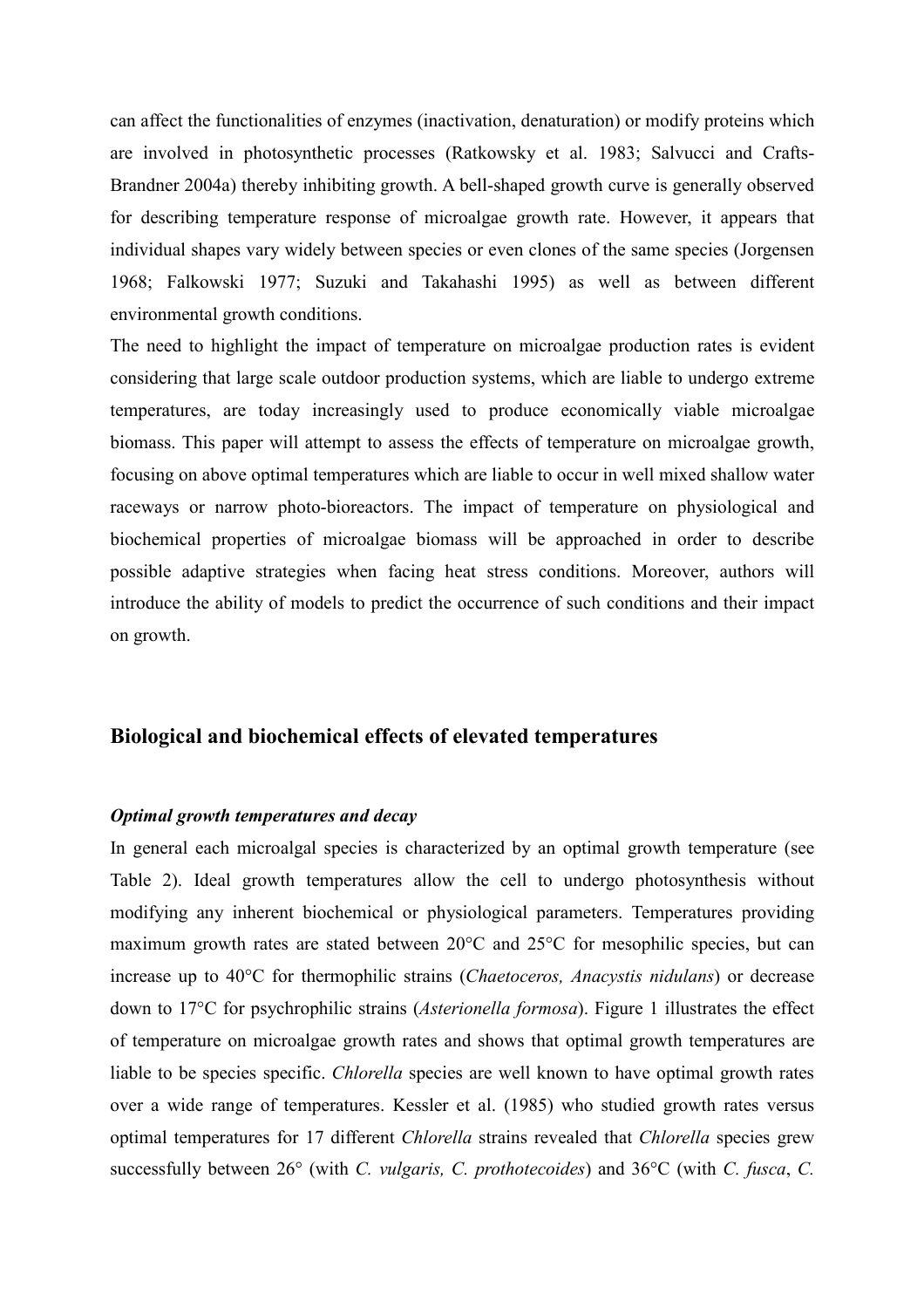can affect the functionalities of enzymes (inactivation, denaturation) or modify proteins which are involved in photosynthetic processes (Ratkowsky et al. 1983; Salvucci and Crafts-Brandner 2004a) thereby inhibiting growth. A bell-shaped growth curve is generally observed for describing temperature response of microalgae growth rate. However, it appears that individual shapes vary widely between species or even clones of the same species (Jorgensen 1968; Falkowski 1977; Suzuki and Takahashi 1995) as well as between different environmental growth conditions.

The need to highlight the impact of temperature on microalgae production rates is evident considering that large scale outdoor production systems, which are liable to undergo extreme temperatures, are today increasingly used to produce economically viable microalgae biomass. This paper will attempt to assess the effects of temperature on microalgae growth, focusing on above optimal temperatures which are liable to occur in well mixed shallow water raceways or narrow photo-bioreactors. The impact of temperature on physiological and biochemical properties of microalgae biomass will be approached in order to describe possible adaptive strategies when facing heat stress conditions. Moreover, authors will introduce the ability of models to predict the occurrence of such conditions and their impact on growth.

## Biological and biochemical effects of elevated temperatures

### *Optimal growth temperatures and decay*

In general each microalgal species is characterized by an optimal growth temperature (see Table 2). Ideal growth temperatures allow the cell to undergo photosynthesis without modifying any inherent biochemical or physiological parameters. Temperatures providing maximum growth rates are stated between 20°C and 25°C for mesophilic species, but can increase up to 40°C for thermophilic strains (*Chaetoceros, Anacystis nidulans*) or decrease down to 17°C for psychrophilic strains (*Asterionella formosa*). Figure 1 illustrates the effect of temperature on microalgae growth rates and shows that optimal growth temperatures are liable to be species specific. *Chlorella* species are well known to have optimal growth rates over a wide range of temperatures. Kessler et al. (1985) who studied growth rates versus optimal temperatures for 17 different *Chlorella* strains revealed that *Chlorella* species grew successfully between 26° (with *C. vulgaris, C. prothotecoides*) and 36°C (with *C. fusca*, *C.*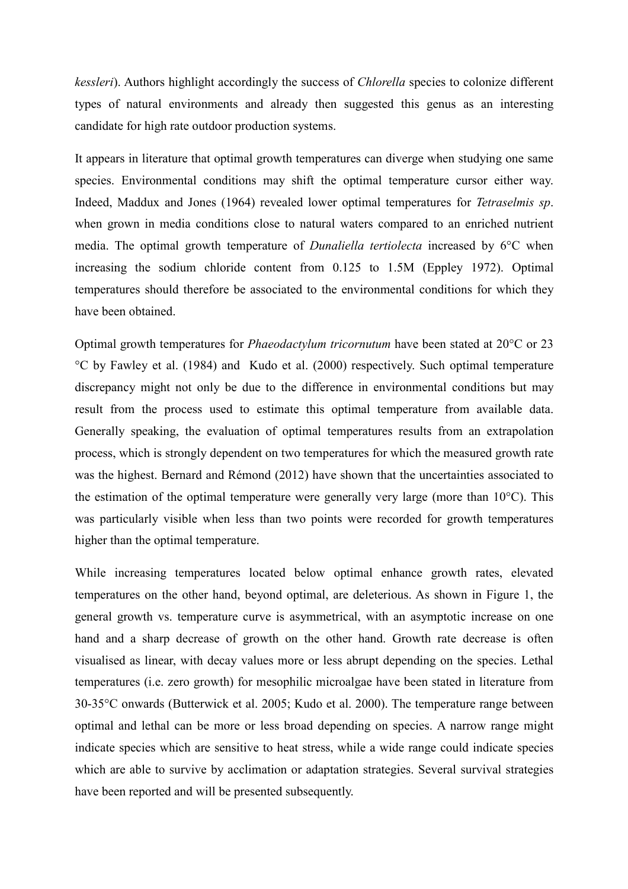*kessleri*). Authors highlight accordingly the success of *Chlorella* species to colonize different types of natural environments and already then suggested this genus as an interesting candidate for high rate outdoor production systems.

It appears in literature that optimal growth temperatures can diverge when studying one same species. Environmental conditions may shift the optimal temperature cursor either way. Indeed, Maddux and Jones (1964) revealed lower optimal temperatures for *Tetraselmis sp*. when grown in media conditions close to natural waters compared to an enriched nutrient media. The optimal growth temperature of *Dunaliella tertiolecta* increased by 6°C when increasing the sodium chloride content from 0.125 to 1.5M (Eppley 1972). Optimal temperatures should therefore be associated to the environmental conditions for which they have been obtained.

Optimal growth temperatures for *Phaeodactylum tricornutum* have been stated at 20°C or 23 °C by Fawley et al. (1984) and Kudo et al. (2000) respectively. Such optimal temperature discrepancy might not only be due to the difference in environmental conditions but may result from the process used to estimate this optimal temperature from available data. Generally speaking, the evaluation of optimal temperatures results from an extrapolation process, which is strongly dependent on two temperatures for which the measured growth rate was the highest. Bernard and Rémond (2012) have shown that the uncertainties associated to the estimation of the optimal temperature were generally very large (more than 10°C). This was particularly visible when less than two points were recorded for growth temperatures higher than the optimal temperature.

While increasing temperatures located below optimal enhance growth rates, elevated temperatures on the other hand, beyond optimal, are deleterious. As shown in Figure 1, the general growth vs. temperature curve is asymmetrical, with an asymptotic increase on one hand and a sharp decrease of growth on the other hand. Growth rate decrease is often visualised as linear, with decay values more or less abrupt depending on the species. Lethal temperatures (i.e. zero growth) for mesophilic microalgae have been stated in literature from 30-35°C onwards (Butterwick et al. 2005; Kudo et al. 2000). The temperature range between optimal and lethal can be more or less broad depending on species. A narrow range might indicate species which are sensitive to heat stress, while a wide range could indicate species which are able to survive by acclimation or adaptation strategies. Several survival strategies have been reported and will be presented subsequently.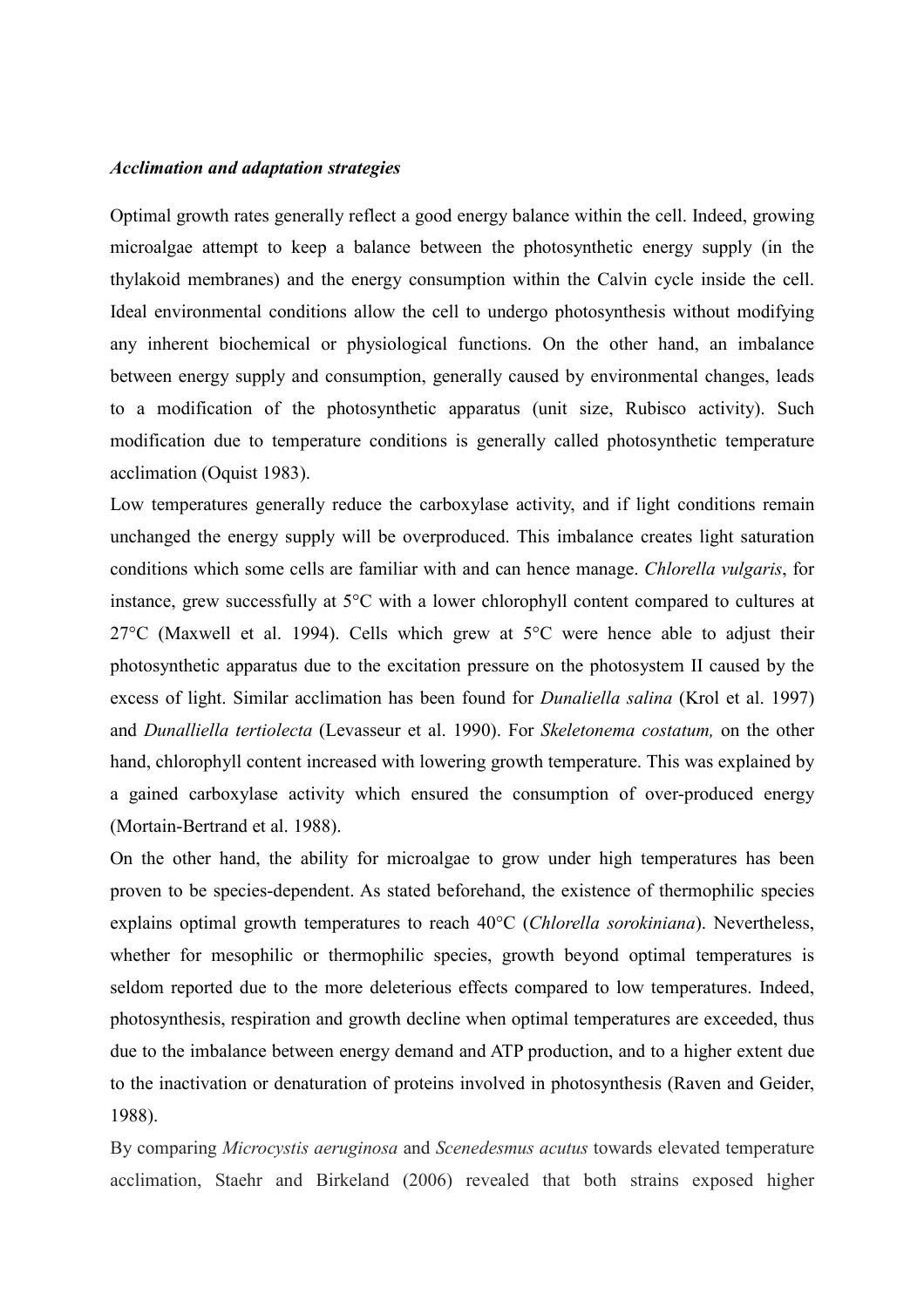***Acclimation and adaptation strategies***

Optimal growth rates generally reflect a good energy balance within the cell. Indeed, growing microalgae attempt to keep a balance between the photosynthetic energy supply (in the thylakoid membranes) and the energy consumption within the Calvin cycle inside the cell. Ideal environmental conditions allow the cell to undergo photosynthesis without modifying any inherent biochemical or physiological functions. On the other hand, an imbalance between energy supply and consumption, generally caused by environmental changes, leads to a modification of the photosynthetic apparatus (unit size, Rubisco activity). Such modification due to temperature conditions is generally called photosynthetic temperature acclimation (Oquist 1983).

Low temperatures generally reduce the carboxylase activity, and if light conditions remain unchanged the energy supply will be overproduced. This imbalance creates light saturation conditions which some cells are familiar with and can hence manage. *Chlorella vulgaris*, for instance, grew successfully at 5°C with a lower chlorophyll content compared to cultures at 27°C (Maxwell et al. 1994). Cells which grew at 5°C were hence able to adjust their photosynthetic apparatus due to the excitation pressure on the photosystem II caused by the excess of light. Similar acclimation has been found for *Dunaliella salina* (Krol et al. 1997) and *Dunalliella tertiolecta* (Levasseur et al. 1990). For *Skeletonema costatum,* on the other hand, chlorophyll content increased with lowering growth temperature. This was explained by a gained carboxylase activity which ensured the consumption of over-produced energy (Mortain-Bertrand et al. 1988).

On the other hand, the ability for microalgae to grow under high temperatures has been proven to be species-dependent. As stated beforehand, the existence of thermophilic species explains optimal growth temperatures to reach 40°C (*Chlorella sorokiniana*). Nevertheless, whether for mesophilic or thermophilic species, growth beyond optimal temperatures is seldom reported due to the more deleterious effects compared to low temperatures. Indeed, photosynthesis, respiration and growth decline when optimal temperatures are exceeded, thus due to the imbalance between energy demand and ATP production, and to a higher extent due to the inactivation or denaturation of proteins involved in photosynthesis (Raven and Geider, 1988).

By comparing *Microcystis aeruginosa* and *Scenedesmus acutus* towards elevated temperature acclimation, Staehr and Birkeland (2006) revealed that both strains exposed higher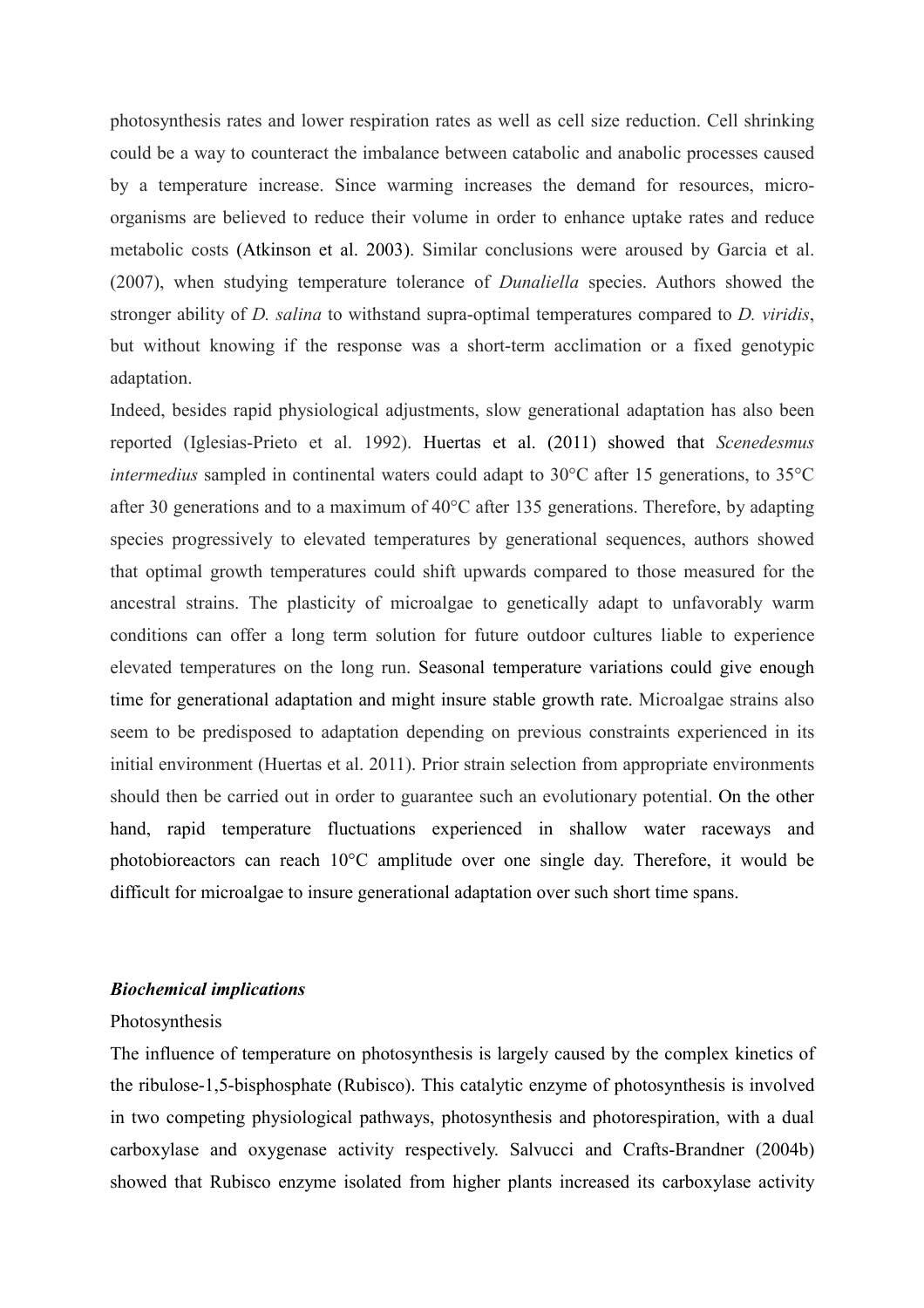photosynthesis rates and lower respiration rates as well as cell size reduction. Cell shrinking could be a way to counteract the imbalance between catabolic and anabolic processes caused by a temperature increase. Since warming increases the demand for resources, micro-organisms are believed to reduce their volume in order to enhance uptake rates and reduce metabolic costs (Atkinson et al. 2003). Similar conclusions were aroused by Garcia et al. (2007), when studying temperature tolerance of *Dunaliella* species. Authors showed the stronger ability of *D. salina* to withstand supra-optimal temperatures compared to *D. viridis*, but without knowing if the response was a short-term acclimation or a fixed genotypic adaptation.

Indeed, besides rapid physiological adjustments, slow generational adaptation has also been reported (Iglesias-Prieto et al. 1992). Huertas et al. (2011) showed that *Scenedesmus intermedius* sampled in continental waters could adapt to 30°C after 15 generations, to 35°C after 30 generations and to a maximum of 40°C after 135 generations. Therefore, by adapting species progressively to elevated temperatures by generational sequences, authors showed that optimal growth temperatures could shift upwards compared to those measured for the ancestral strains. The plasticity of microalgae to genetically adapt to unfavorably warm conditions can offer a long term solution for future outdoor cultures liable to experience elevated temperatures on the long run. Seasonal temperature variations could give enough time for generational adaptation and might insure stable growth rate. Microalgae strains also seem to be predisposed to adaptation depending on previous constraints experienced in its initial environment (Huertas et al. 2011). Prior strain selection from appropriate environments should then be carried out in order to guarantee such an evolutionary potential. On the other hand, rapid temperature fluctuations experienced in shallow water raceways and photobioreactors can reach 10°C amplitude over one single day. Therefore, it would be difficult for microalgae to insure generational adaptation over such short time spans.

***Biochemical implications***

Photosynthesis

The influence of temperature on photosynthesis is largely caused by the complex kinetics of the ribulose-1,5-bisphosphate (Rubisco). This catalytic enzyme of photosynthesis is involved in two competing physiological pathways, photosynthesis and photorespiration, with a dual carboxylase and oxygenase activity respectively. Salvucci and Crafts-Brandner (2004b) showed that Rubisco enzyme isolated from higher plants increased its carboxylase activity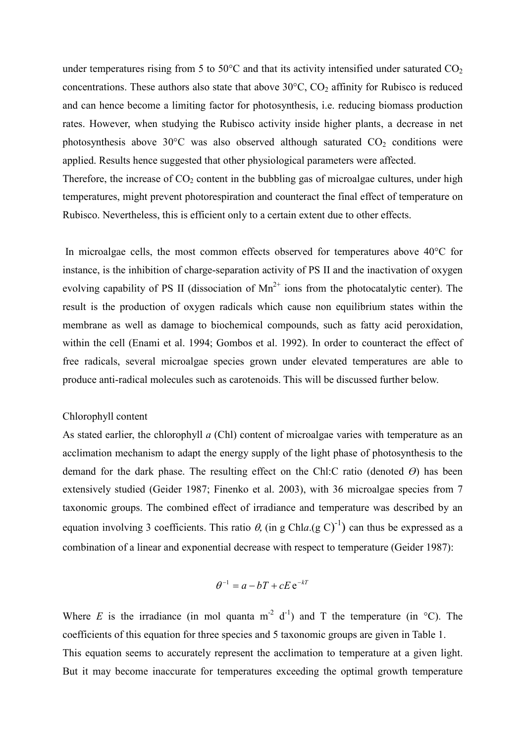under temperatures rising from 5 to 50°C and that its activity intensified under saturated $CO_2$ concentrations. These authors also state that above 30°C, $CO_2$ affinity for Rubisco is reduced and can hence become a limiting factor for photosynthesis, i.e. reducing biomass production rates. However, when studying the Rubisco activity inside higher plants, a decrease in net photosynthesis above 30°C was also observed although saturated $CO_2$ conditions were applied. Results hence suggested that other physiological parameters were affected.
Therefore, the increase of $CO_2$ content in the bubbling gas of microalgae cultures, under high temperatures, might prevent photorespiration and counteract the final effect of temperature on Rubisco. Nevertheless, this is efficient only to a certain extent due to other effects.

In microalgae cells, the most common effects observed for temperatures above 40°C for instance, is the inhibition of charge-separation activity of PS II and the inactivation of oxygen evolving capability of PS II (dissociation of $Mn^{2+}$ ions from the photocatalytic center). The result is the production of oxygen radicals which cause non equilibrium states within the membrane as well as damage to biochemical compounds, such as fatty acid peroxidation, within the cell (Enami et al. 1994; Gombos et al. 1992). In order to counteract the effect of free radicals, several microalgae species grown under elevated temperatures are able to produce anti-radical molecules such as carotenoids. This will be discussed further below.

Chlorophyll content

As stated earlier, the chlorophyll *a* (Chl) content of microalgae varies with temperature as an acclimation mechanism to adapt the energy supply of the light phase of photosynthesis to the demand for the dark phase. The resulting effect on the Chl:C ratio (denoted $\Theta$) has been extensively studied (Geider 1987; Finenko et al. 2003), with 36 microalgae species from 7 taxonomic groups. The combined effect of irradiance and temperature was described by an equation involving 3 coefficients. This ratio $\theta$, (in g Chl*a*.(g C)$^{-1}$) can thus be expressed as a combination of a linear and exponential decrease with respect to temperature (Geider 1987):

$$\theta^{-1} = a - bT + cE\,\mathrm{e}^{-kT}$$

Where $E$ is the irradiance (in mol quanta m$^{-2}$ d$^{-1}$) and T the temperature (in °C). The coefficients of this equation for three species and 5 taxonomic groups are given in Table 1.
This equation seems to accurately represent the acclimation to temperature at a given light. But it may become inaccurate for temperatures exceeding the optimal growth temperature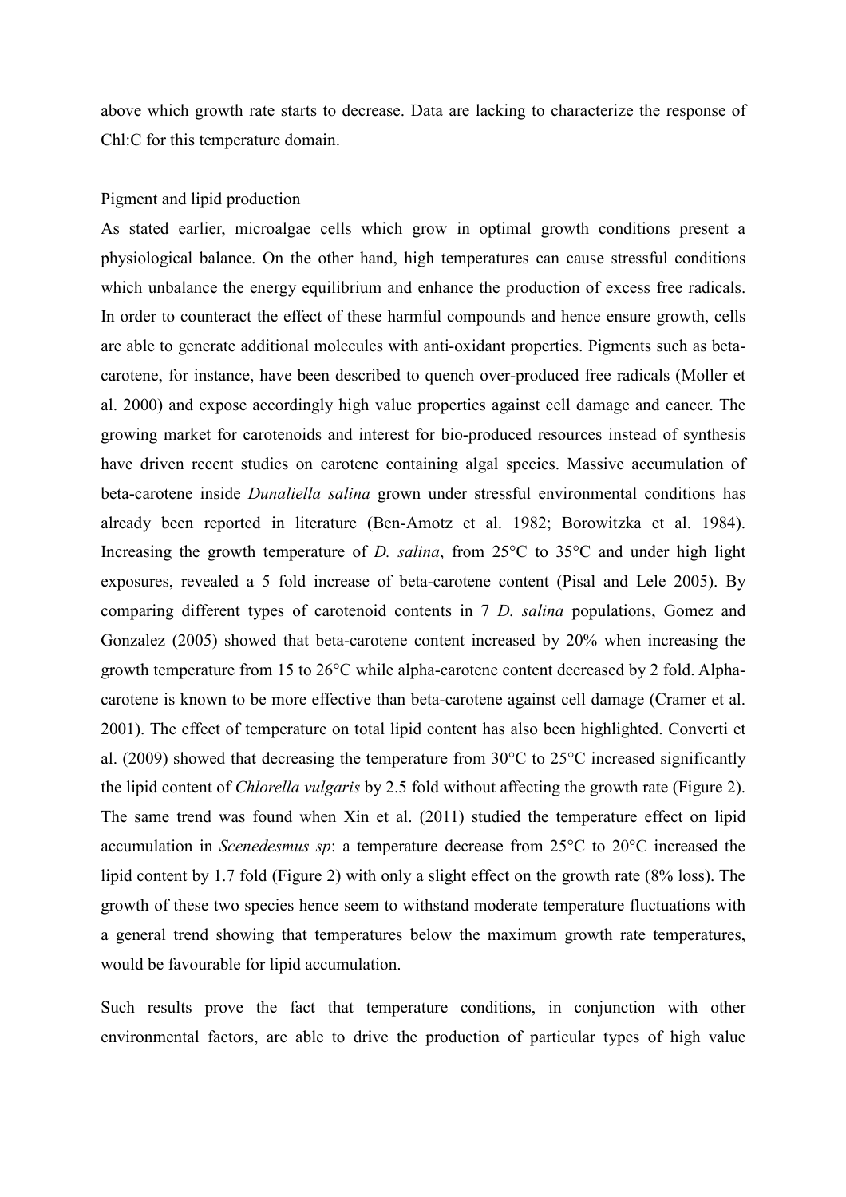above which growth rate starts to decrease. Data are lacking to characterize the response of Chl:C for this temperature domain.

Pigment and lipid production

As stated earlier, microalgae cells which grow in optimal growth conditions present a physiological balance. On the other hand, high temperatures can cause stressful conditions which unbalance the energy equilibrium and enhance the production of excess free radicals. In order to counteract the effect of these harmful compounds and hence ensure growth, cells are able to generate additional molecules with anti-oxidant properties. Pigments such as beta-carotene, for instance, have been described to quench over-produced free radicals (Moller et al. 2000) and expose accordingly high value properties against cell damage and cancer. The growing market for carotenoids and interest for bio-produced resources instead of synthesis have driven recent studies on carotene containing algal species. Massive accumulation of beta-carotene inside *Dunaliella salina* grown under stressful environmental conditions has already been reported in literature (Ben-Amotz et al. 1982; Borowitzka et al. 1984). Increasing the growth temperature of *D. salina*, from 25°C to 35°C and under high light exposures, revealed a 5 fold increase of beta-carotene content (Pisal and Lele 2005). By comparing different types of carotenoid contents in 7 *D. salina* populations, Gomez and Gonzalez (2005) showed that beta-carotene content increased by 20% when increasing the growth temperature from 15 to 26°C while alpha-carotene content decreased by 2 fold. Alpha-carotene is known to be more effective than beta-carotene against cell damage (Cramer et al. 2001). The effect of temperature on total lipid content has also been highlighted. Converti et al. (2009) showed that decreasing the temperature from 30°C to 25°C increased significantly the lipid content of *Chlorella vulgaris* by 2.5 fold without affecting the growth rate (Figure 2). The same trend was found when Xin et al. (2011) studied the temperature effect on lipid accumulation in *Scenedesmus sp*: a temperature decrease from 25°C to 20°C increased the lipid content by 1.7 fold (Figure 2) with only a slight effect on the growth rate (8% loss). The growth of these two species hence seem to withstand moderate temperature fluctuations with a general trend showing that temperatures below the maximum growth rate temperatures, would be favourable for lipid accumulation.

Such results prove the fact that temperature conditions, in conjunction with other environmental factors, are able to drive the production of particular types of high value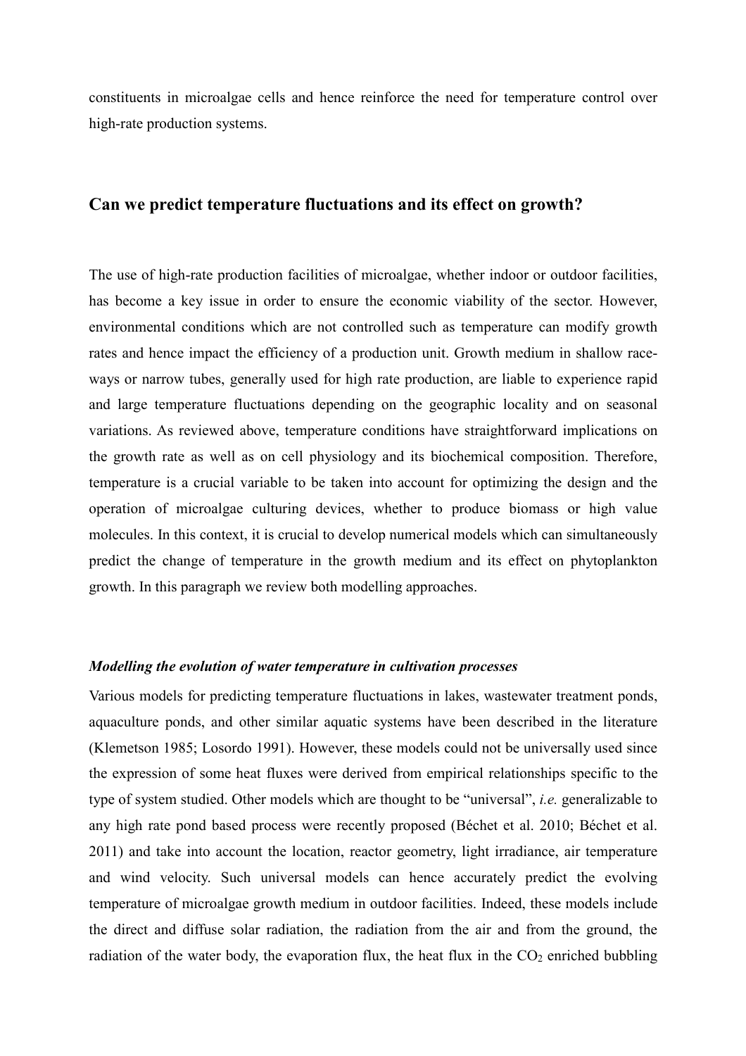constituents in microalgae cells and hence reinforce the need for temperature control over high-rate production systems.

## Can we predict temperature fluctuations and its effect on growth?

The use of high-rate production facilities of microalgae, whether indoor or outdoor facilities, has become a key issue in order to ensure the economic viability of the sector. However, environmental conditions which are not controlled such as temperature can modify growth rates and hence impact the efficiency of a production unit. Growth medium in shallow race-ways or narrow tubes, generally used for high rate production, are liable to experience rapid and large temperature fluctuations depending on the geographic locality and on seasonal variations. As reviewed above, temperature conditions have straightforward implications on the growth rate as well as on cell physiology and its biochemical composition. Therefore, temperature is a crucial variable to be taken into account for optimizing the design and the operation of microalgae culturing devices, whether to produce biomass or high value molecules. In this context, it is crucial to develop numerical models which can simultaneously predict the change of temperature in the growth medium and its effect on phytoplankton growth. In this paragraph we review both modelling approaches.

### *Modelling the evolution of water temperature in cultivation processes*

Various models for predicting temperature fluctuations in lakes, wastewater treatment ponds, aquaculture ponds, and other similar aquatic systems have been described in the literature (Klemetson 1985; Losordo 1991). However, these models could not be universally used since the expression of some heat fluxes were derived from empirical relationships specific to the type of system studied. Other models which are thought to be "universal", *i.e.* generalizable to any high rate pond based process were recently proposed (Béchet et al. 2010; Béchet et al. 2011) and take into account the location, reactor geometry, light irradiance, air temperature and wind velocity. Such universal models can hence accurately predict the evolving temperature of microalgae growth medium in outdoor facilities. Indeed, these models include the direct and diffuse solar radiation, the radiation from the air and from the ground, the radiation of the water body, the evaporation flux, the heat flux in the $CO_2$ enriched bubbling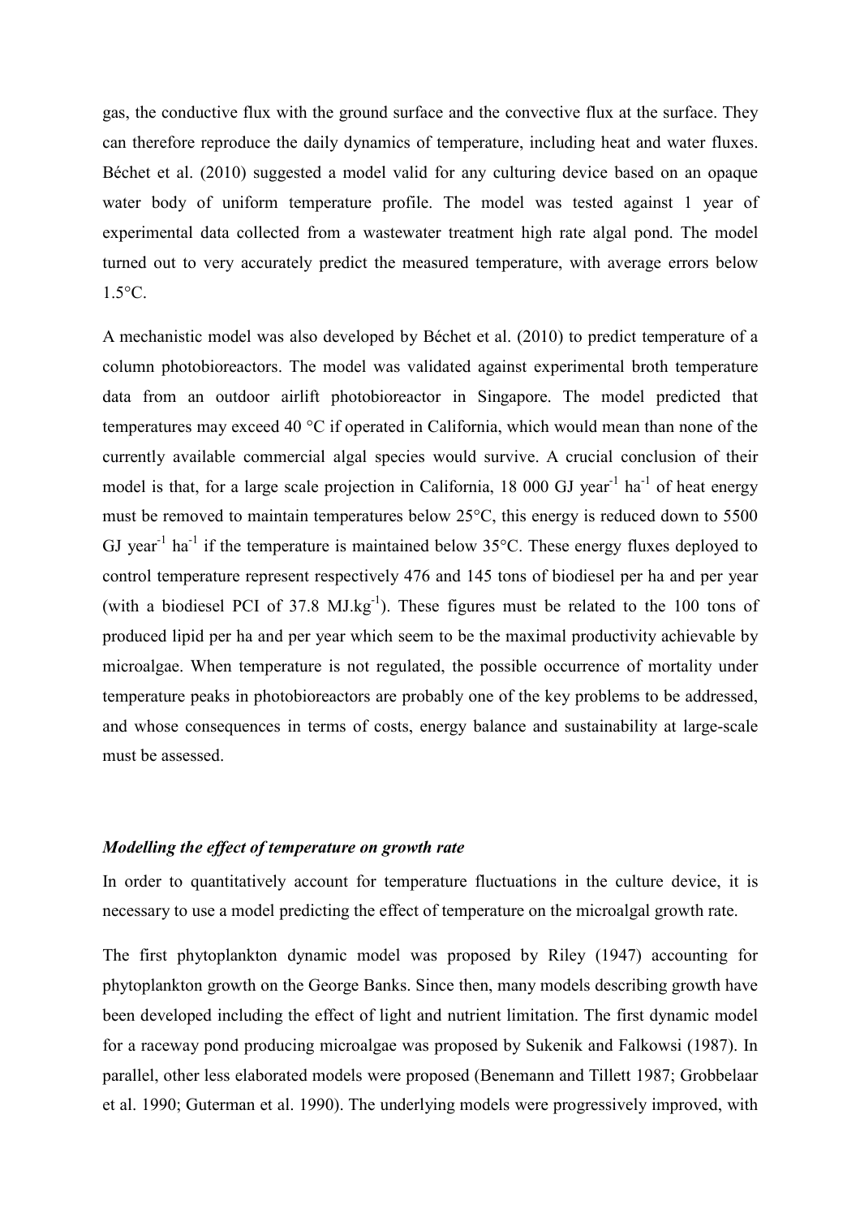gas, the conductive flux with the ground surface and the convective flux at the surface. They can therefore reproduce the daily dynamics of temperature, including heat and water fluxes. Béchet et al. (2010) suggested a model valid for any culturing device based on an opaque water body of uniform temperature profile. The model was tested against 1 year of experimental data collected from a wastewater treatment high rate algal pond. The model turned out to very accurately predict the measured temperature, with average errors below 1.5°C.

A mechanistic model was also developed by Béchet et al. (2010) to predict temperature of a column photobioreactors. The model was validated against experimental broth temperature data from an outdoor airlift photobioreactor in Singapore. The model predicted that temperatures may exceed 40 °C if operated in California, which would mean than none of the currently available commercial algal species would survive. A crucial conclusion of their model is that, for a large scale projection in California, 18 000 GJ year$^{-1}$ ha$^{-1}$ of heat energy must be removed to maintain temperatures below 25°C, this energy is reduced down to 5500 GJ year$^{-1}$ ha$^{-1}$ if the temperature is maintained below 35°C. These energy fluxes deployed to control temperature represent respectively 476 and 145 tons of biodiesel per ha and per year (with a biodiesel PCI of 37.8 MJ.kg$^{-1}$). These figures must be related to the 100 tons of produced lipid per ha and per year which seem to be the maximal productivity achievable by microalgae. When temperature is not regulated, the possible occurrence of mortality under temperature peaks in photobioreactors are probably one of the key problems to be addressed, and whose consequences in terms of costs, energy balance and sustainability at large-scale must be assessed.

### *Modelling the effect of temperature on growth rate*

In order to quantitatively account for temperature fluctuations in the culture device, it is necessary to use a model predicting the effect of temperature on the microalgal growth rate.

The first phytoplankton dynamic model was proposed by Riley (1947) accounting for phytoplankton growth on the George Banks. Since then, many models describing growth have been developed including the effect of light and nutrient limitation. The first dynamic model for a raceway pond producing microalgae was proposed by Sukenik and Falkowsi (1987). In parallel, other less elaborated models were proposed (Benemann and Tillett 1987; Grobbelaar et al. 1990; Guterman et al. 1990). The underlying models were progressively improved, with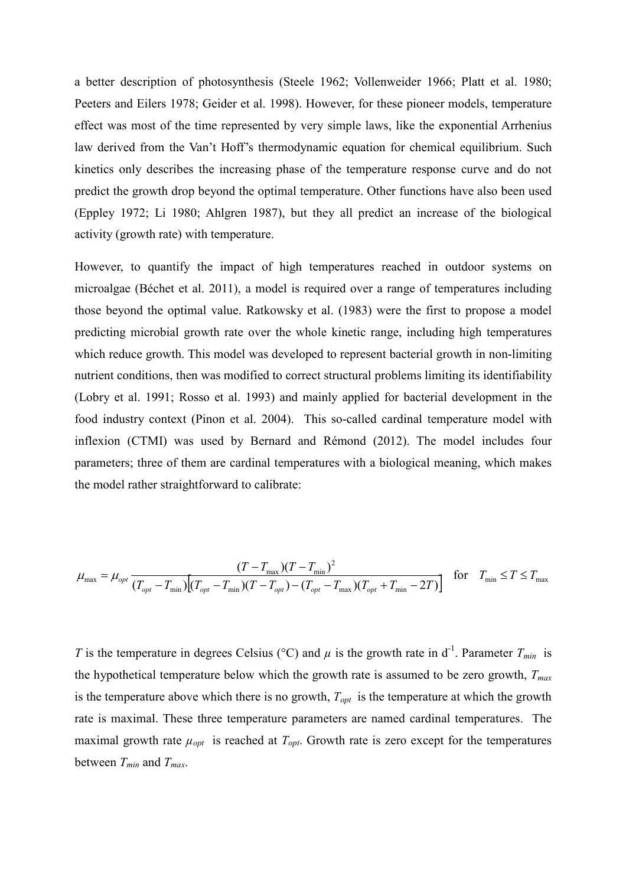a better description of photosynthesis (Steele 1962; Vollenweider 1966; Platt et al. 1980; Peeters and Eilers 1978; Geider et al. 1998). However, for these pioneer models, temperature effect was most of the time represented by very simple laws, like the exponential Arrhenius law derived from the Van't Hoff's thermodynamic equation for chemical equilibrium. Such kinetics only describes the increasing phase of the temperature response curve and do not predict the growth drop beyond the optimal temperature. Other functions have also been used (Eppley 1972; Li 1980; Ahlgren 1987), but they all predict an increase of the biological activity (growth rate) with temperature.

However, to quantify the impact of high temperatures reached in outdoor systems on microalgae (Béchet et al. 2011), a model is required over a range of temperatures including those beyond the optimal value. Ratkowsky et al. (1983) were the first to propose a model predicting microbial growth rate over the whole kinetic range, including high temperatures which reduce growth. This model was developed to represent bacterial growth in non-limiting nutrient conditions, then was modified to correct structural problems limiting its identifiability (Lobry et al. 1991; Rosso et al. 1993) and mainly applied for bacterial development in the food industry context (Pinon et al. 2004). This so-called cardinal temperature model with inflexion (CTMI) was used by Bernard and Rémond (2012). The model includes four parameters; three of them are cardinal temperatures with a biological meaning, which makes the model rather straightforward to calibrate:

$$\mu_{max} = \mu_{opt} \frac{(T - T_{max})(T - T_{min})^2}{(T_{opt} - T_{min})\left[(T_{opt} - T_{min})(T - T_{opt}) - (T_{opt} - T_{max})(T_{opt} + T_{min} - 2T)\right]} \quad \text{for} \quad T_{min} \leq T \leq T_{max}$$

$T$ is the temperature in degrees Celsius (°C) and $\mu$ is the growth rate in $d^{-1}$. Parameter $T_{min}$ is the hypothetical temperature below which the growth rate is assumed to be zero growth, $T_{max}$ is the temperature above which there is no growth, $T_{opt}$ is the temperature at which the growth rate is maximal. These three temperature parameters are named cardinal temperatures. The maximal growth rate $\mu_{opt}$ is reached at $T_{opt}$. Growth rate is zero except for the temperatures between $T_{min}$ and $T_{max}$.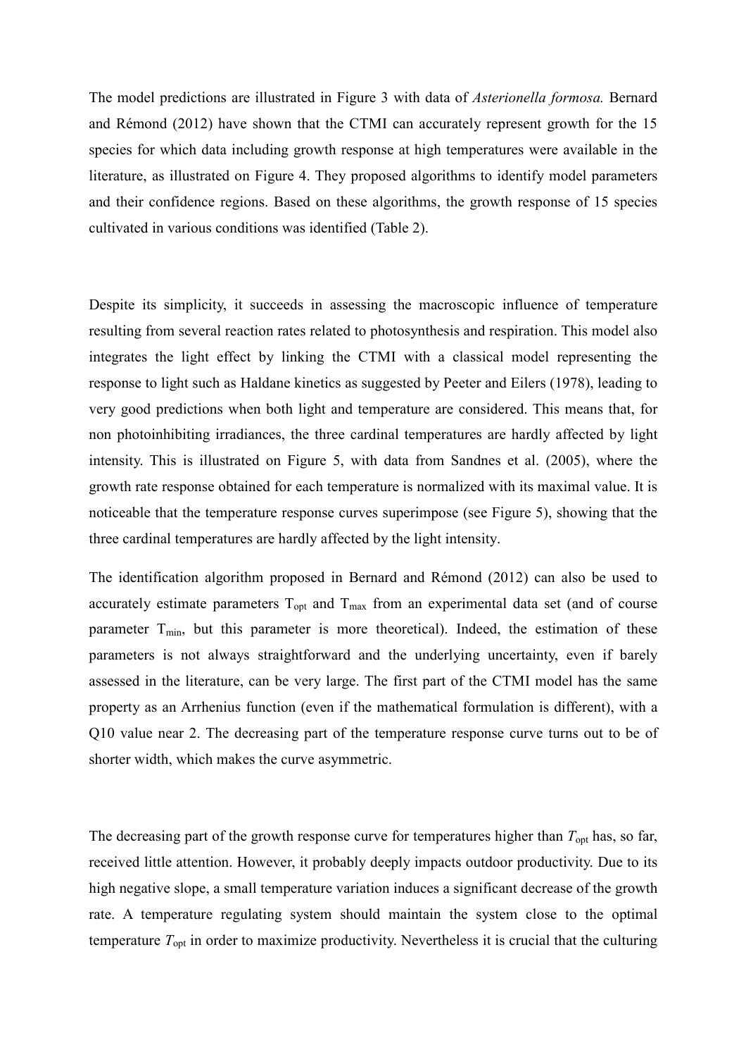The model predictions are illustrated in Figure 3 with data of *Asterionella formosa.* Bernard and Rémond (2012) have shown that the CTMI can accurately represent growth for the 15 species for which data including growth response at high temperatures were available in the literature, as illustrated on Figure 4. They proposed algorithms to identify model parameters and their confidence regions. Based on these algorithms, the growth response of 15 species cultivated in various conditions was identified (Table 2).

Despite its simplicity, it succeeds in assessing the macroscopic influence of temperature resulting from several reaction rates related to photosynthesis and respiration. This model also integrates the light effect by linking the CTMI with a classical model representing the response to light such as Haldane kinetics as suggested by Peeter and Eilers (1978), leading to very good predictions when both light and temperature are considered. This means that, for non photoinhibiting irradiances, the three cardinal temperatures are hardly affected by light intensity. This is illustrated on Figure 5, with data from Sandnes et al. (2005), where the growth rate response obtained for each temperature is normalized with its maximal value. It is noticeable that the temperature response curves superimpose (see Figure 5), showing that the three cardinal temperatures are hardly affected by the light intensity.

The identification algorithm proposed in Bernard and Rémond (2012) can also be used to accurately estimate parameters $T_{opt}$ and $T_{max}$ from an experimental data set (and of course parameter $T_{min}$, but this parameter is more theoretical). Indeed, the estimation of these parameters is not always straightforward and the underlying uncertainty, even if barely assessed in the literature, can be very large. The first part of the CTMI model has the same property as an Arrhenius function (even if the mathematical formulation is different), with a Q10 value near 2. The decreasing part of the temperature response curve turns out to be of shorter width, which makes the curve asymmetric.

The decreasing part of the growth response curve for temperatures higher than $T_{opt}$ has, so far, received little attention. However, it probably deeply impacts outdoor productivity. Due to its high negative slope, a small temperature variation induces a significant decrease of the growth rate. A temperature regulating system should maintain the system close to the optimal temperature $T_{opt}$ in order to maximize productivity. Nevertheless it is crucial that the culturing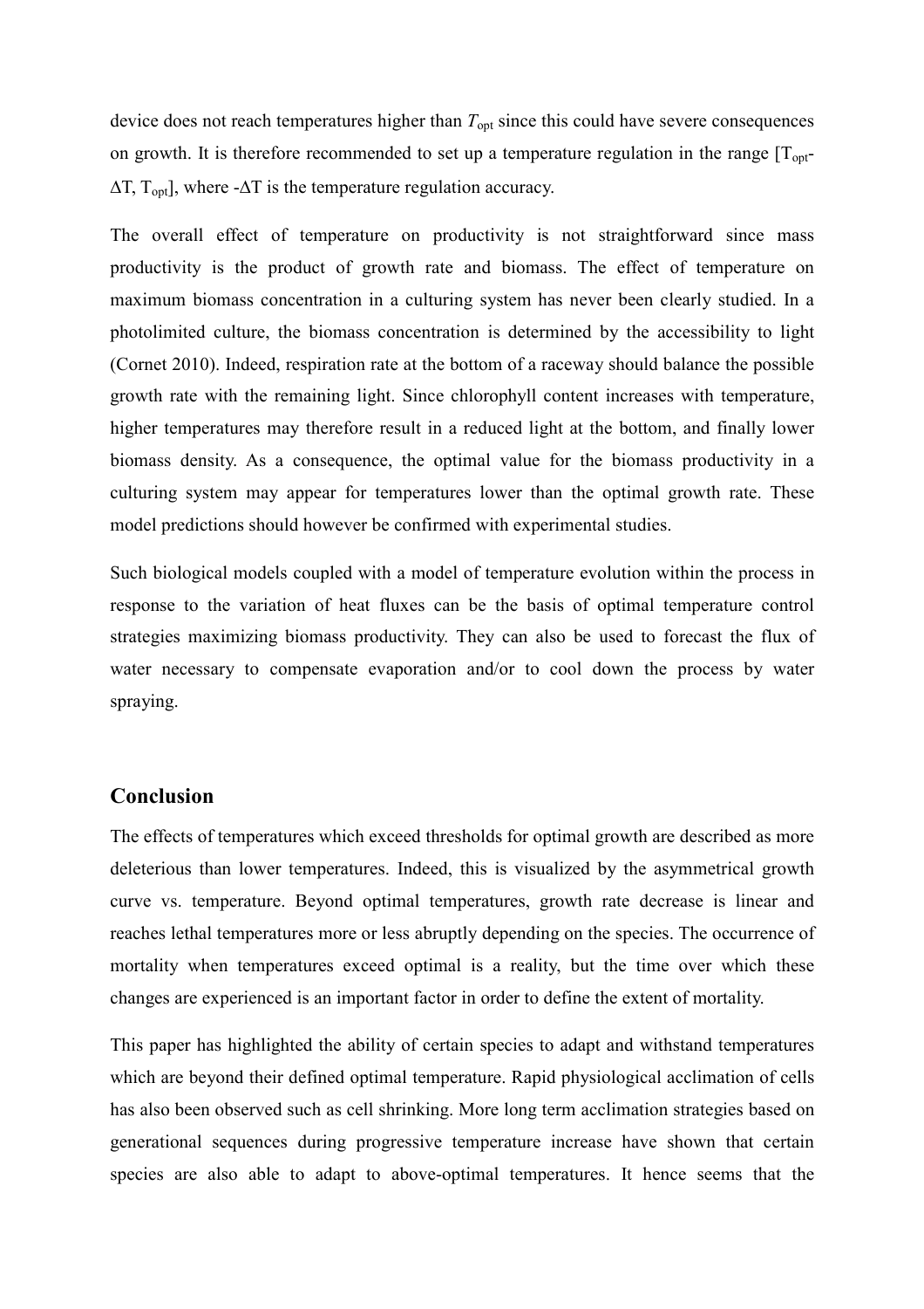device does not reach temperatures higher than $T_{opt}$ since this could have severe consequences on growth. It is therefore recommended to set up a temperature regulation in the range [$T_{opt}$-$\Delta T$, $T_{opt}$], where -$\Delta T$ is the temperature regulation accuracy.

The overall effect of temperature on productivity is not straightforward since mass productivity is the product of growth rate and biomass. The effect of temperature on maximum biomass concentration in a culturing system has never been clearly studied. In a photolimited culture, the biomass concentration is determined by the accessibility to light (Cornet 2010). Indeed, respiration rate at the bottom of a raceway should balance the possible growth rate with the remaining light. Since chlorophyll content increases with temperature, higher temperatures may therefore result in a reduced light at the bottom, and finally lower biomass density. As a consequence, the optimal value for the biomass productivity in a culturing system may appear for temperatures lower than the optimal growth rate. These model predictions should however be confirmed with experimental studies.

Such biological models coupled with a model of temperature evolution within the process in response to the variation of heat fluxes can be the basis of optimal temperature control strategies maximizing biomass productivity. They can also be used to forecast the flux of water necessary to compensate evaporation and/or to cool down the process by water spraying.

## Conclusion

The effects of temperatures which exceed thresholds for optimal growth are described as more deleterious than lower temperatures. Indeed, this is visualized by the asymmetrical growth curve vs. temperature. Beyond optimal temperatures, growth rate decrease is linear and reaches lethal temperatures more or less abruptly depending on the species. The occurrence of mortality when temperatures exceed optimal is a reality, but the time over which these changes are experienced is an important factor in order to define the extent of mortality.

This paper has highlighted the ability of certain species to adapt and withstand temperatures which are beyond their defined optimal temperature. Rapid physiological acclimation of cells has also been observed such as cell shrinking. More long term acclimation strategies based on generational sequences during progressive temperature increase have shown that certain species are also able to adapt to above-optimal temperatures. It hence seems that the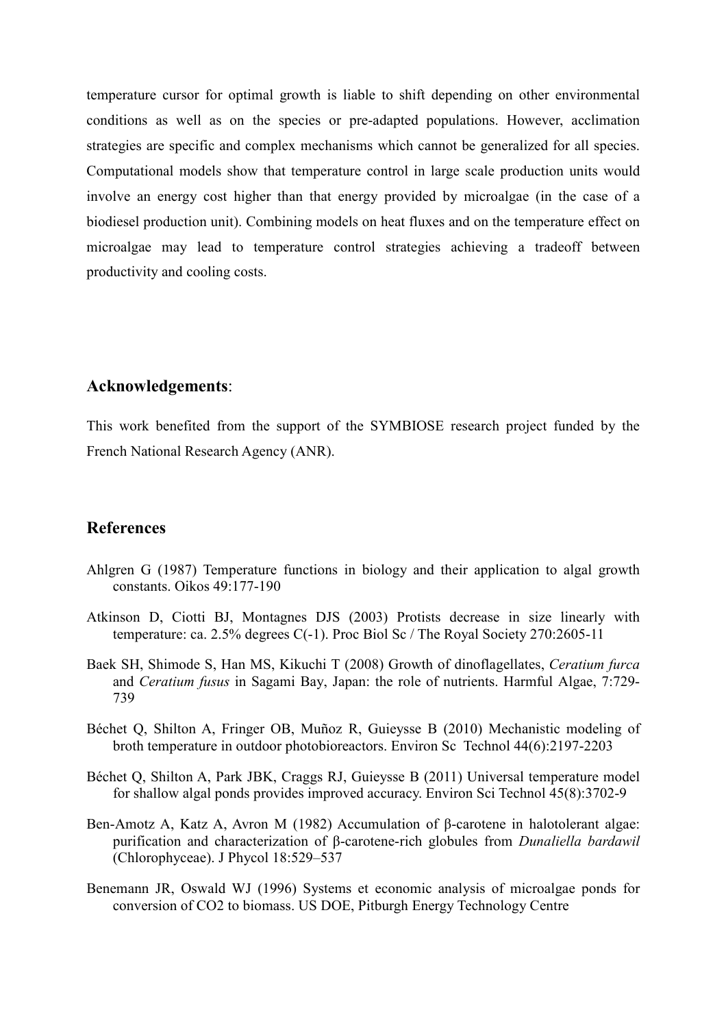temperature cursor for optimal growth is liable to shift depending on other environmental conditions as well as on the species or pre-adapted populations. However, acclimation strategies are specific and complex mechanisms which cannot be generalized for all species. Computational models show that temperature control in large scale production units would involve an energy cost higher than that energy provided by microalgae (in the case of a biodiesel production unit). Combining models on heat fluxes and on the temperature effect on microalgae may lead to temperature control strategies achieving a tradeoff between productivity and cooling costs.

## Acknowledgements:

This work benefited from the support of the SYMBIOSE research project funded by the French National Research Agency (ANR).

## References

Ahlgren G (1987) Temperature functions in biology and their application to algal growth constants. Oikos 49:177-190

Atkinson D, Ciotti BJ, Montagnes DJS (2003) Protists decrease in size linearly with temperature: ca. 2.5% degrees C(-1). Proc Biol Sc / The Royal Society 270:2605-11

Baek SH, Shimode S, Han MS, Kikuchi T (2008) Growth of dinoflagellates, *Ceratium furca* and *Ceratium fusus* in Sagami Bay, Japan: the role of nutrients. Harmful Algae, 7:729-739

Béchet Q, Shilton A, Fringer OB, Muñoz R, Guieysse B (2010) Mechanistic modeling of broth temperature in outdoor photobioreactors. Environ Sc Technol 44(6):2197-2203

Béchet Q, Shilton A, Park JBK, Craggs RJ, Guieysse B (2011) Universal temperature model for shallow algal ponds provides improved accuracy. Environ Sci Technol 45(8):3702-9

Ben-Amotz A, Katz A, Avron M (1982) Accumulation of β-carotene in halotolerant algae: purification and characterization of β-carotene-rich globules from *Dunaliella bardawil* (Chlorophyceae). J Phycol 18:529–537

Benemann JR, Oswald WJ (1996) Systems et economic analysis of microalgae ponds for conversion of CO2 to biomass. US DOE, Pitburgh Energy Technology Centre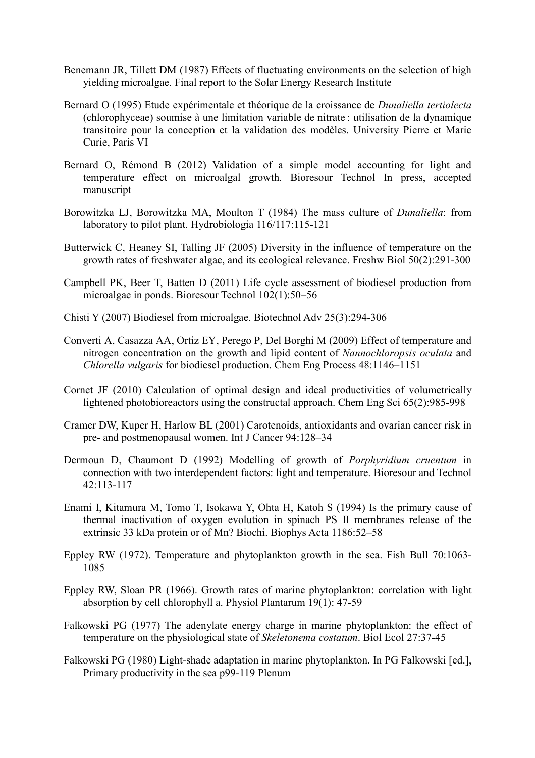Benemann JR, Tillett DM (1987) Effects of fluctuating environments on the selection of high yielding microalgae. Final report to the Solar Energy Research Institute

Bernard O (1995) Etude expérimentale et théorique de la croissance de *Dunaliella tertiolecta* (chlorophyceae) soumise à une limitation variable de nitrate : utilisation de la dynamique transitoire pour la conception et la validation des modèles. University Pierre et Marie Curie, Paris VI

Bernard O, Rémond B (2012) Validation of a simple model accounting for light and temperature effect on microalgal growth. Bioresour Technol In press, accepted manuscript

Borowitzka LJ, Borowitzka MA, Moulton T (1984) The mass culture of *Dunaliella*: from laboratory to pilot plant. Hydrobiologia 116/117:115-121

Butterwick C, Heaney SI, Talling JF (2005) Diversity in the influence of temperature on the growth rates of freshwater algae, and its ecological relevance. Freshw Biol 50(2):291-300

Campbell PK, Beer T, Batten D (2011) Life cycle assessment of biodiesel production from microalgae in ponds. Bioresour Technol 102(1):50–56

Chisti Y (2007) Biodiesel from microalgae. Biotechnol Adv 25(3):294-306

Converti A, Casazza AA, Ortiz EY, Perego P, Del Borghi M (2009) Effect of temperature and nitrogen concentration on the growth and lipid content of *Nannochloropsis oculata* and *Chlorella vulgaris* for biodiesel production. Chem Eng Process 48:1146–1151

Cornet JF (2010) Calculation of optimal design and ideal productivities of volumetrically lightened photobioreactors using the constructal approach. Chem Eng Sci 65(2):985-998

Cramer DW, Kuper H, Harlow BL (2001) Carotenoids, antioxidants and ovarian cancer risk in pre- and postmenopausal women. Int J Cancer 94:128–34

Dermoun D, Chaumont D (1992) Modelling of growth of *Porphyridium cruentum* in connection with two interdependent factors: light and temperature. Bioresour and Technol 42:113-117

Enami I, Kitamura M, Tomo T, Isokawa Y, Ohta H, Katoh S (1994) Is the primary cause of thermal inactivation of oxygen evolution in spinach PS II membranes release of the extrinsic 33 kDa protein or of Mn? Biochi. Biophys Acta 1186:52–58

Eppley RW (1972). Temperature and phytoplankton growth in the sea. Fish Bull 70:1063-1085

Eppley RW, Sloan PR (1966). Growth rates of marine phytoplankton: correlation with light absorption by cell chlorophyll a. Physiol Plantarum 19(1): 47-59

Falkowski PG (1977) The adenylate energy charge in marine phytoplankton: the effect of temperature on the physiological state of *Skeletonema costatum*. Biol Ecol 27:37-45

Falkowski PG (1980) Light-shade adaptation in marine phytoplankton. In PG Falkowski [ed.], Primary productivity in the sea p99-119 Plenum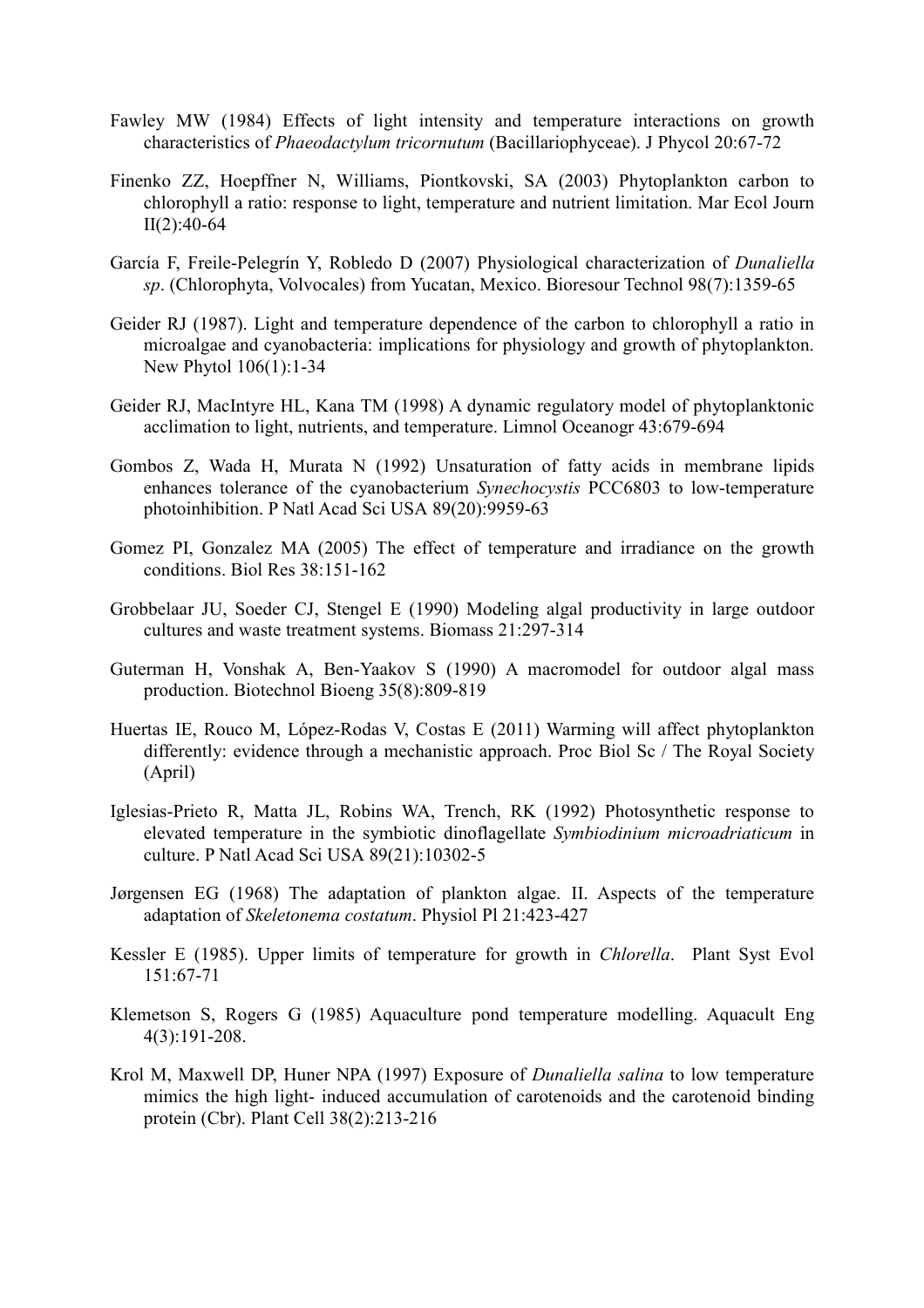Fawley MW (1984) Effects of light intensity and temperature interactions on growth characteristics of *Phaeodactylum tricornutum* (Bacillariophyceae). J Phycol 20:67-72

Finenko ZZ, Hoepffner N, Williams, Piontkovski, SA (2003) Phytoplankton carbon to chlorophyll a ratio: response to light, temperature and nutrient limitation. Mar Ecol Journ II(2):40-64

García F, Freile-Pelegrín Y, Robledo D (2007) Physiological characterization of *Dunaliella sp*. (Chlorophyta, Volvocales) from Yucatan, Mexico. Bioresour Technol 98(7):1359-65

Geider RJ (1987). Light and temperature dependence of the carbon to chlorophyll a ratio in microalgae and cyanobacteria: implications for physiology and growth of phytoplankton. New Phytol 106(1):1-34

Geider RJ, MacIntyre HL, Kana TM (1998) A dynamic regulatory model of phytoplanktonic acclimation to light, nutrients, and temperature. Limnol Oceanogr 43:679-694

Gombos Z, Wada H, Murata N (1992) Unsaturation of fatty acids in membrane lipids enhances tolerance of the cyanobacterium *Synechocystis* PCC6803 to low-temperature photoinhibition. P Natl Acad Sci USA 89(20):9959-63

Gomez PI, Gonzalez MA (2005) The effect of temperature and irradiance on the growth conditions. Biol Res 38:151-162

Grobbelaar JU, Soeder CJ, Stengel E (1990) Modeling algal productivity in large outdoor cultures and waste treatment systems. Biomass 21:297-314

Guterman H, Vonshak A, Ben-Yaakov S (1990) A macromodel for outdoor algal mass production. Biotechnol Bioeng 35(8):809-819

Huertas IE, Rouco M, López-Rodas V, Costas E (2011) Warming will affect phytoplankton differently: evidence through a mechanistic approach. Proc Biol Sc / The Royal Society (April)

Iglesias-Prieto R, Matta JL, Robins WA, Trench, RK (1992) Photosynthetic response to elevated temperature in the symbiotic dinoflagellate *Symbiodinium microadriaticum* in culture. P Natl Acad Sci USA 89(21):10302-5

Jørgensen EG (1968) The adaptation of plankton algae. II. Aspects of the temperature adaptation of *Skeletonema costatum*. Physiol Pl 21:423-427

Kessler E (1985). Upper limits of temperature for growth in *Chlorella*. Plant Syst Evol 151:67-71

Klemetson S, Rogers G (1985) Aquaculture pond temperature modelling. Aquacult Eng 4(3):191-208.

Krol M, Maxwell DP, Huner NPA (1997) Exposure of *Dunaliella salina* to low temperature mimics the high light- induced accumulation of carotenoids and the carotenoid binding protein (Cbr). Plant Cell 38(2):213-216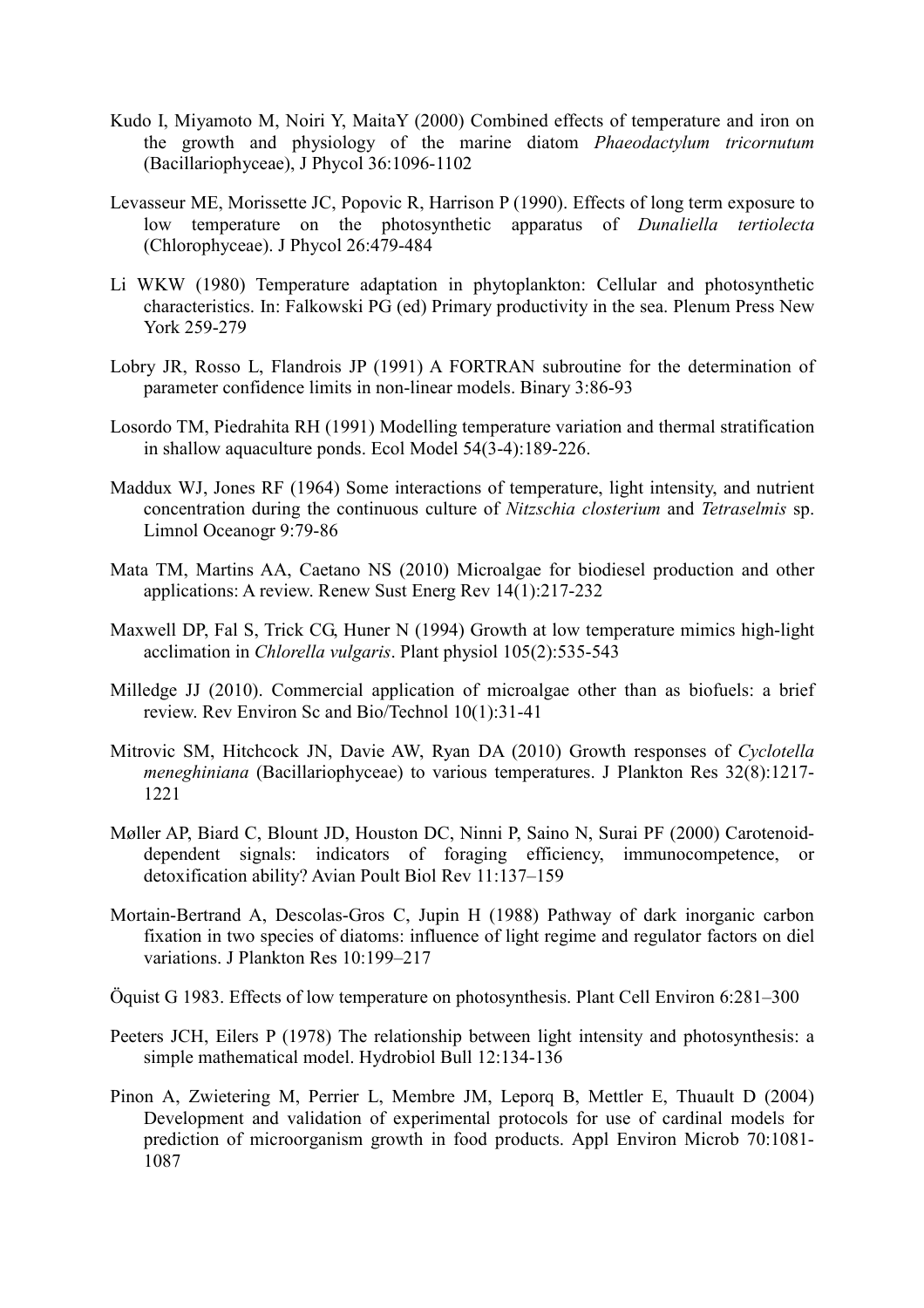Kudo I, Miyamoto M, Noiri Y, MaitaY (2000) Combined effects of temperature and iron on the growth and physiology of the marine diatom *Phaeodactylum tricornutum* (Bacillariophyceae), J Phycol 36:1096-1102

Levasseur ME, Morissette JC, Popovic R, Harrison P (1990). Effects of long term exposure to low temperature on the photosynthetic apparatus of *Dunaliella tertiolecta* (Chlorophyceae). J Phycol 26:479-484

Li WKW (1980) Temperature adaptation in phytoplankton: Cellular and photosynthetic characteristics. In: Falkowski PG (ed) Primary productivity in the sea. Plenum Press New York 259-279

Lobry JR, Rosso L, Flandrois JP (1991) A FORTRAN subroutine for the determination of parameter confidence limits in non-linear models. Binary 3:86-93

Losordo TM, Piedrahita RH (1991) Modelling temperature variation and thermal stratification in shallow aquaculture ponds. Ecol Model 54(3-4):189-226.

Maddux WJ, Jones RF (1964) Some interactions of temperature, light intensity, and nutrient concentration during the continuous culture of *Nitzschia closterium* and *Tetraselmis* sp. Limnol Oceanogr 9:79-86

Mata TM, Martins AA, Caetano NS (2010) Microalgae for biodiesel production and other applications: A review. Renew Sust Energ Rev 14(1):217-232

Maxwell DP, Fal S, Trick CG, Huner N (1994) Growth at low temperature mimics high-light acclimation in *Chlorella vulgaris*. Plant physiol 105(2):535-543

Milledge JJ (2010). Commercial application of microalgae other than as biofuels: a brief review. Rev Environ Sc and Bio/Technol 10(1):31-41

Mitrovic SM, Hitchcock JN, Davie AW, Ryan DA (2010) Growth responses of *Cyclotella meneghiniana* (Bacillariophyceae) to various temperatures. J Plankton Res 32(8):1217-1221

Møller AP, Biard C, Blount JD, Houston DC, Ninni P, Saino N, Surai PF (2000) Carotenoid-dependent signals: indicators of foraging efficiency, immunocompetence, or detoxification ability? Avian Poult Biol Rev 11:137–159

Mortain-Bertrand A, Descolas-Gros C, Jupin H (1988) Pathway of dark inorganic carbon fixation in two species of diatoms: influence of light regime and regulator factors on diel variations. J Plankton Res 10:199–217

Öquist G 1983. Effects of low temperature on photosynthesis. Plant Cell Environ 6:281–300

Peeters JCH, Eilers P (1978) The relationship between light intensity and photosynthesis: a simple mathematical model. Hydrobiol Bull 12:134-136

Pinon A, Zwietering M, Perrier L, Membre JM, Leporq B, Mettler E, Thuault D (2004) Development and validation of experimental protocols for use of cardinal models for prediction of microorganism growth in food products. Appl Environ Microb 70:1081-1087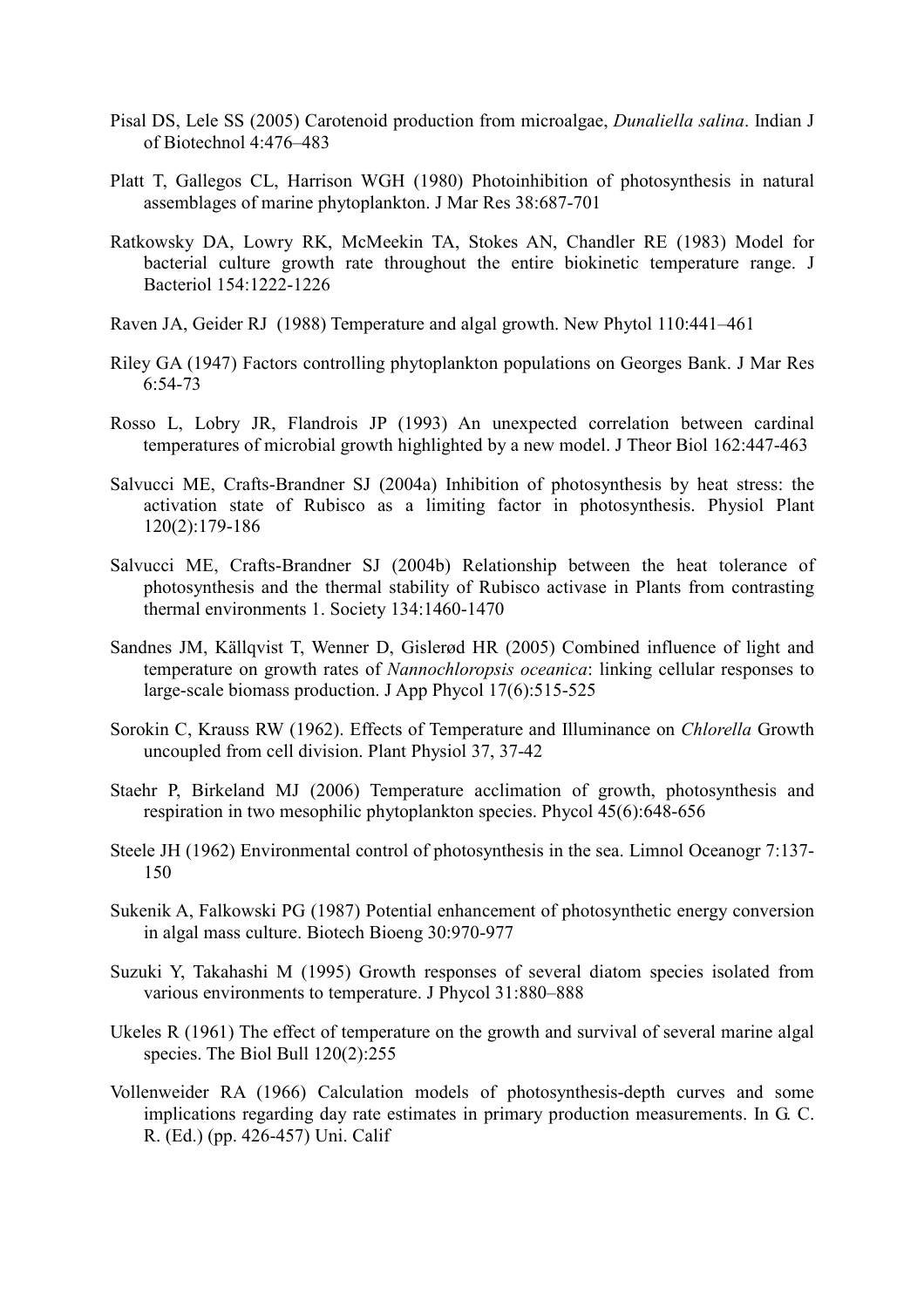Pisal DS, Lele SS (2005) Carotenoid production from microalgae, *Dunaliella salina*. Indian J of Biotechnol 4:476–483

Platt T, Gallegos CL, Harrison WGH (1980) Photoinhibition of photosynthesis in natural assemblages of marine phytoplankton. J Mar Res 38:687-701

Ratkowsky DA, Lowry RK, McMeekin TA, Stokes AN, Chandler RE (1983) Model for bacterial culture growth rate throughout the entire biokinetic temperature range. J Bacteriol 154:1222-1226

Raven JA, Geider RJ (1988) Temperature and algal growth. New Phytol 110:441–461

Riley GA (1947) Factors controlling phytoplankton populations on Georges Bank. J Mar Res 6:54-73

Rosso L, Lobry JR, Flandrois JP (1993) An unexpected correlation between cardinal temperatures of microbial growth highlighted by a new model. J Theor Biol 162:447-463

Salvucci ME, Crafts-Brandner SJ (2004a) Inhibition of photosynthesis by heat stress: the activation state of Rubisco as a limiting factor in photosynthesis. Physiol Plant 120(2):179-186

Salvucci ME, Crafts-Brandner SJ (2004b) Relationship between the heat tolerance of photosynthesis and the thermal stability of Rubisco activase in Plants from contrasting thermal environments 1. Society 134:1460-1470

Sandnes JM, Källqvist T, Wenner D, Gislerød HR (2005) Combined influence of light and temperature on growth rates of *Nannochloropsis oceanica*: linking cellular responses to large-scale biomass production. J App Phycol 17(6):515-525

Sorokin C, Krauss RW (1962). Effects of Temperature and Illuminance on *Chlorella* Growth uncoupled from cell division. Plant Physiol 37, 37-42

Staehr P, Birkeland MJ (2006) Temperature acclimation of growth, photosynthesis and respiration in two mesophilic phytoplankton species. Phycol 45(6):648-656

Steele JH (1962) Environmental control of photosynthesis in the sea. Limnol Oceanogr 7:137-150

Sukenik A, Falkowski PG (1987) Potential enhancement of photosynthetic energy conversion in algal mass culture. Biotech Bioeng 30:970-977

Suzuki Y, Takahashi M (1995) Growth responses of several diatom species isolated from various environments to temperature. J Phycol 31:880–888

Ukeles R (1961) The effect of temperature on the growth and survival of several marine algal species. The Biol Bull 120(2):255

Vollenweider RA (1966) Calculation models of photosynthesis-depth curves and some implications regarding day rate estimates in primary production measurements. In G. C. R. (Ed.) (pp. 426-457) Uni. Calif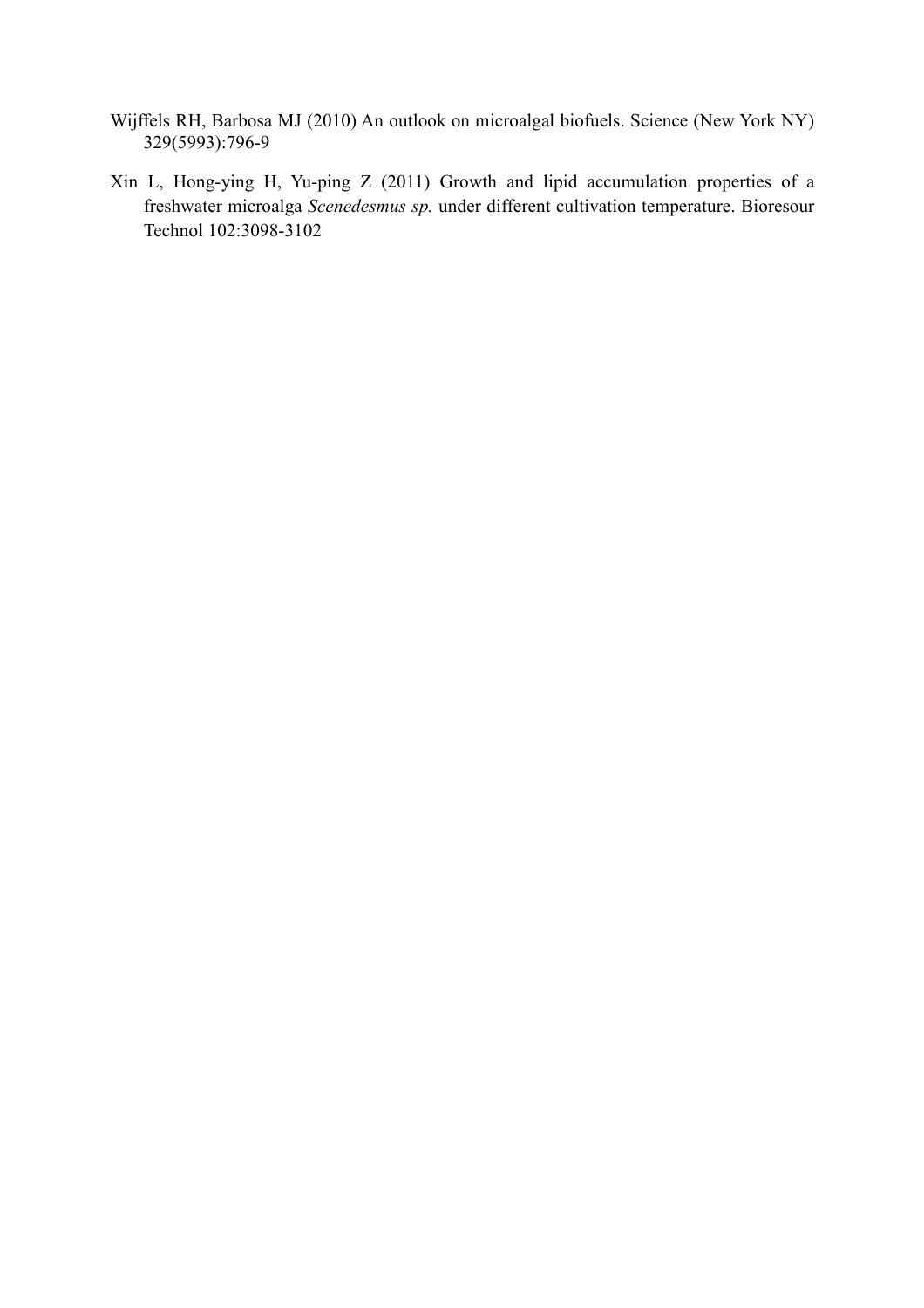Wijffels RH, Barbosa MJ (2010) An outlook on microalgal biofuels. Science (New York NY) 329(5993):796-9

Xin L, Hong-ying H, Yu-ping Z (2011) Growth and lipid accumulation properties of a freshwater microalga *Scenedesmus sp.* under different cultivation temperature. Bioresour Technol 102:3098-3102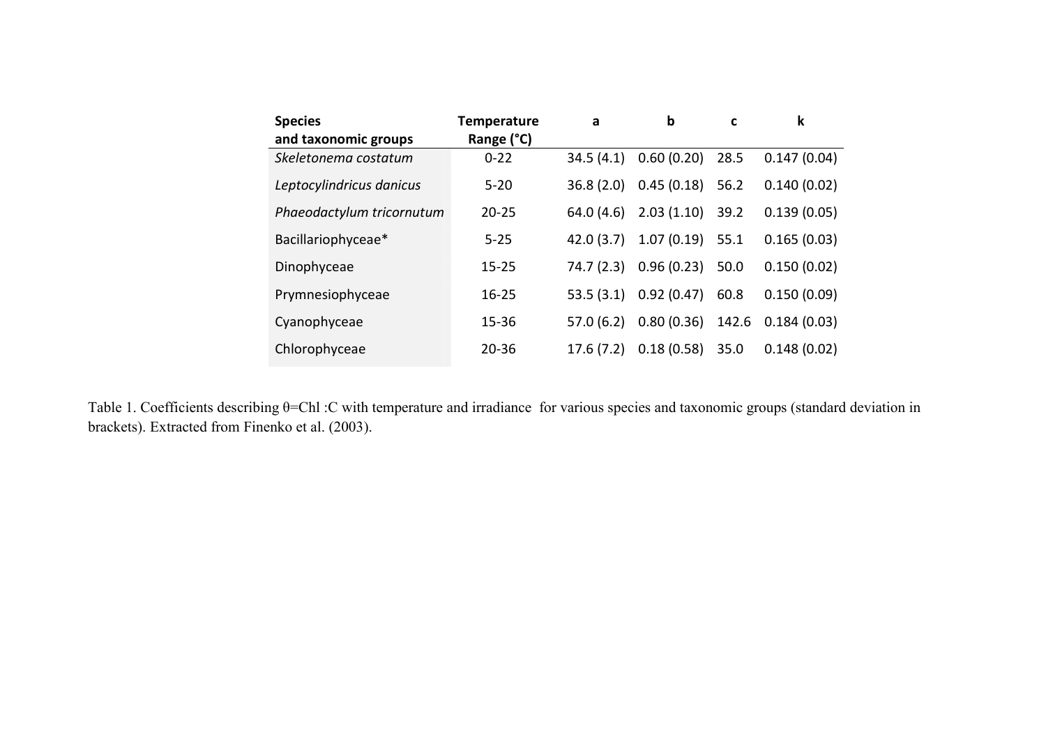| Species and taxonomic groups | Temperature Range (°C) | a | b | c | k |
|---|---|---|---|---|---|
| *Skeletonema costatum* | 0-22 | 34.5 (4.1) | 0.60 (0.20) | 28.5 | 0.147 (0.04) |
| *Leptocylindricus danicus* | 5-20 | 36.8 (2.0) | 0.45 (0.18) | 56.2 | 0.140 (0.02) |
| *Phaeodactylum tricornutum* | 20-25 | 64.0 (4.6) | 2.03 (1.10) | 39.2 | 0.139 (0.05) |
| Bacillariophyceae* | 5-25 | 42.0 (3.7) | 1.07 (0.19) | 55.1 | 0.165 (0.03) |
| Dinophyceae | 15-25 | 74.7 (2.3) | 0.96 (0.23) | 50.0 | 0.150 (0.02) |
| Prymnesiophyceae | 16-25 | 53.5 (3.1) | 0.92 (0.47) | 60.8 | 0.150 (0.09) |
| Cyanophyceae | 15-36 | 57.0 (6.2) | 0.80 (0.36) | 142.6 | 0.184 (0.03) |
| Chlorophyceae | 20-36 | 17.6 (7.2) | 0.18 (0.58) | 35.0 | 0.148 (0.02) |

Table 1. Coefficients describing $\theta$=Chl :C with temperature and irradiance for various species and taxonomic groups (standard deviation in brackets). Extracted from Finenko et al. (2003).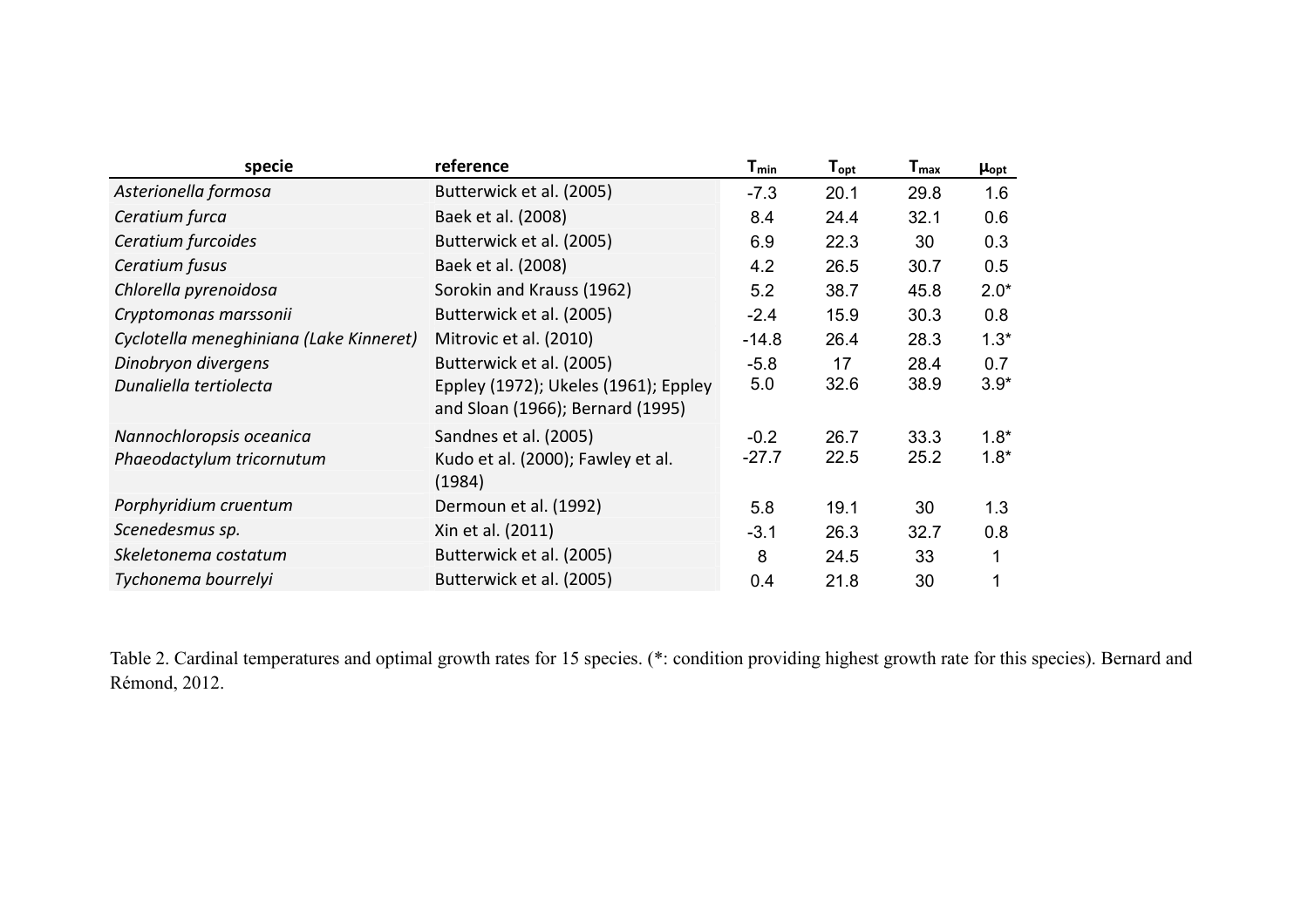| specie | reference | $T_{min}$ | $T_{opt}$ | $T_{max}$ | $\mu_{opt}$ |
|---|---|---|---|---|---|
| *Asterionella formosa* | Butterwick et al. (2005) | -7.3 | 20.1 | 29.8 | 1.6 |
| *Ceratium furca* | Baek et al. (2008) | 8.4 | 24.4 | 32.1 | 0.6 |
| *Ceratium furcoides* | Butterwick et al. (2005) | 6.9 | 22.3 | 30 | 0.3 |
| *Ceratium fusus* | Baek et al. (2008) | 4.2 | 26.5 | 30.7 | 0.5 |
| *Chlorella pyrenoidosa* | Sorokin and Krauss (1962) | 5.2 | 38.7 | 45.8 | 2.0* |
| *Cryptomonas marssonii* | Butterwick et al. (2005) | -2.4 | 15.9 | 30.3 | 0.8 |
| *Cyclotella meneghiniana (Lake Kinneret)* | Mitrovic et al. (2010) | -14.8 | 26.4 | 28.3 | 1.3* |
| *Dinobryon divergens* | Butterwick et al. (2005) | -5.8 | 17 | 28.4 | 0.7 |
| *Dunaliella tertiolecta* | Eppley (1972); Ukeles (1961); Eppley and Sloan (1966); Bernard (1995) | 5.0 | 32.6 | 38.9 | 3.9* |
| *Nannochloropsis oceanica* | Sandnes et al. (2005) | -0.2 | 26.7 | 33.3 | 1.8* |
| *Phaeodactylum tricornutum* | Kudo et al. (2000); Fawley et al. (1984) | -27.7 | 22.5 | 25.2 | 1.8* |
| *Porphyridium cruentum* | Dermoun et al. (1992) | 5.8 | 19.1 | 30 | 1.3 |
| *Scenedesmus sp.* | Xin et al. (2011) | -3.1 | 26.3 | 32.7 | 0.8 |
| *Skeletonema costatum* | Butterwick et al. (2005) | 8 | 24.5 | 33 | 1 |
| *Tychonema bourrelyi* | Butterwick et al. (2005) | 0.4 | 21.8 | 30 | 1 |

Table 2. Cardinal temperatures and optimal growth rates for 15 species. (*: condition providing highest growth rate for this species). Bernard and Rémond, 2012.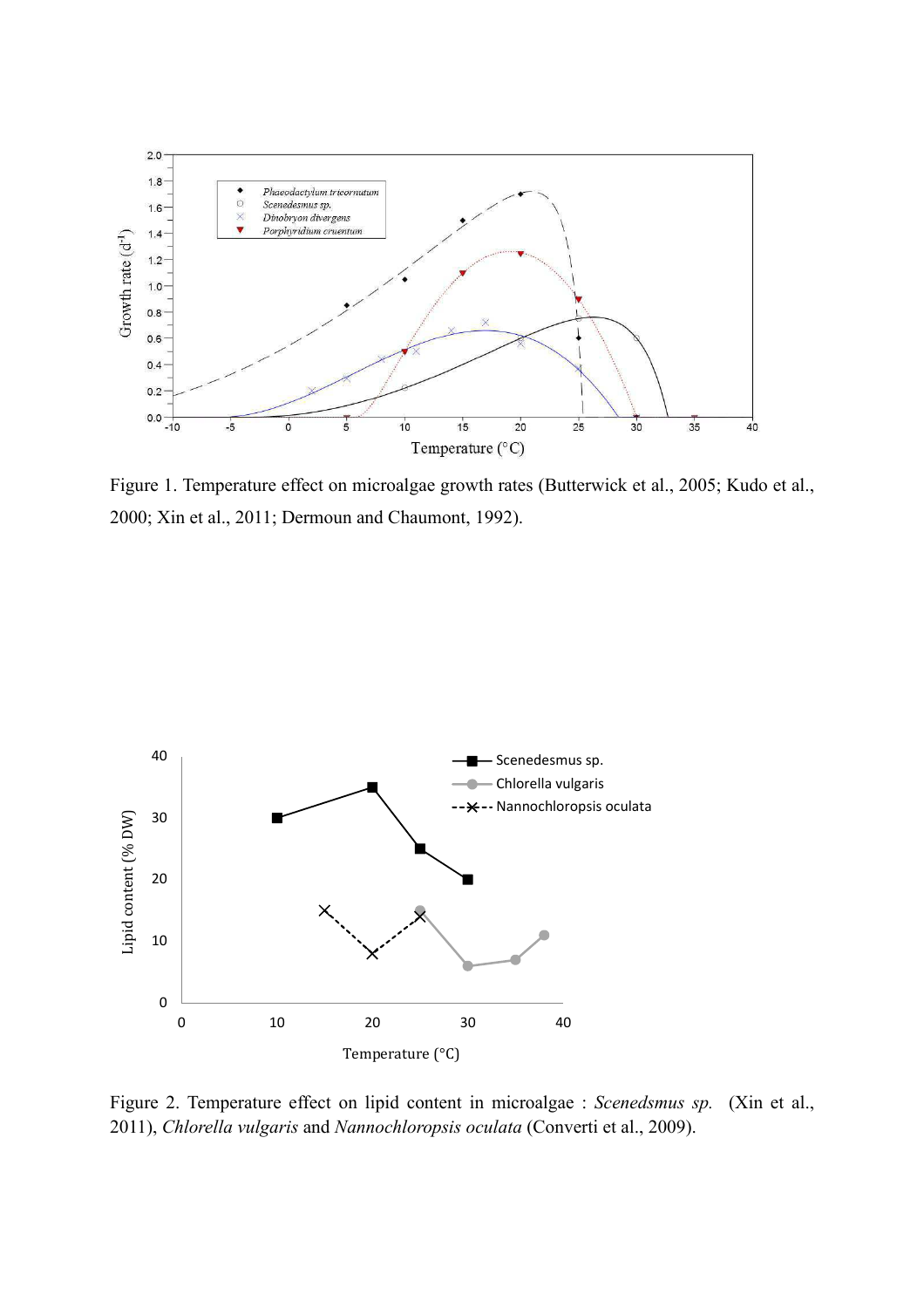Figure 1. Temperature effect on microalgae growth rates (Butterwick et al., 2005; Kudo et al., 2000; Xin et al., 2011; Dermoun and Chaumont, 1992).

Figure 2. Temperature effect on lipid content in microalgae : *Scenedsmus sp.* (Xin et al., 2011), *Chlorella vulgaris* and *Nannochloropsis oculata* (Converti et al., 2009).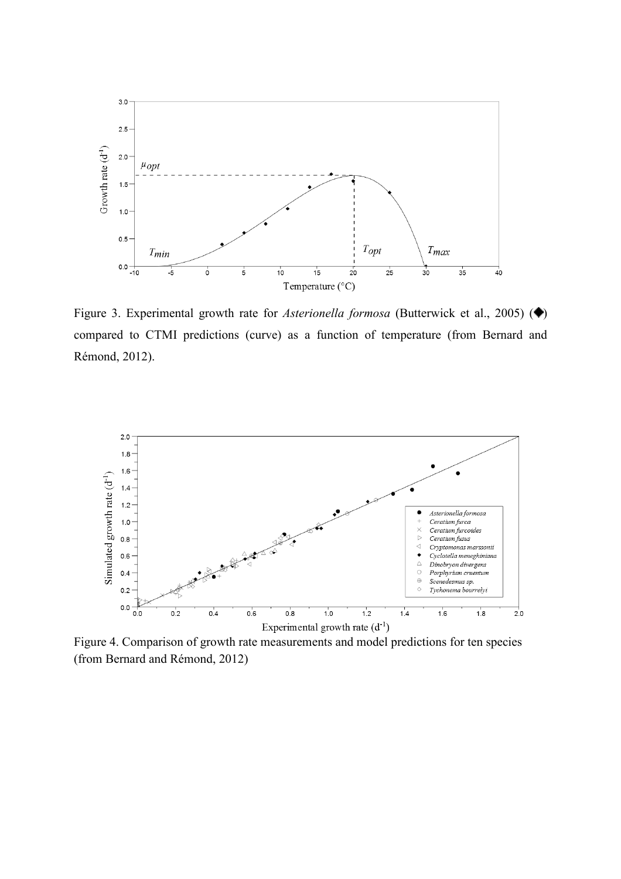Figure 3. Experimental growth rate for *Asterionella formosa* (Butterwick et al., 2005) (◆) compared to CTMI predictions (curve) as a function of temperature (from Bernard and Rémond, 2012).

Figure 4. Comparison of growth rate measurements and model predictions for ten species (from Bernard and Rémond, 2012)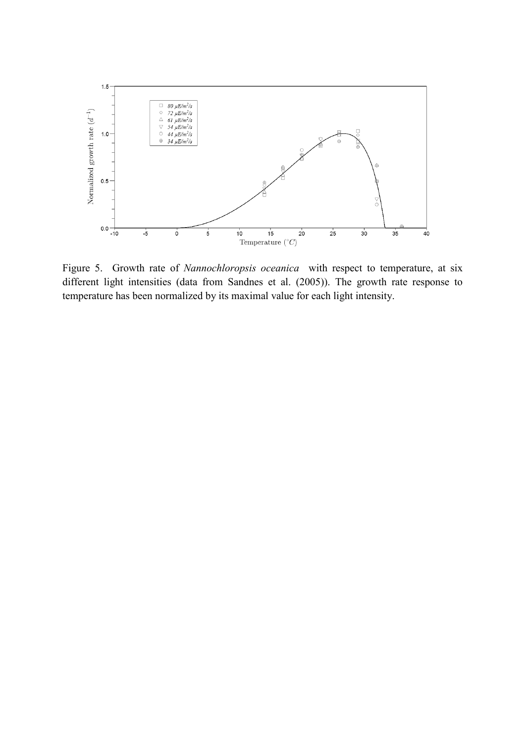Normalized growth rate ($d^{-1}$)

1.5

1.0

0.5

0.0

-10 -5 0 5 10 15 20 25 30 35 40

Temperature ($^{\circ}C$)

80 $\mu E/m^2/s$
72 $\mu E/m^2/s$
61 $\mu E/m^2/s$
54 $\mu E/m^2/s$
44 $\mu E/m^2/s$
34 $\mu E/m^2/s$

Figure 5. Growth rate of *Nannochloropsis oceanica* with respect to temperature, at six different light intensities (data from Sandnes et al. (2005)). The growth rate response to temperature has been normalized by its maximal value for each light intensity.